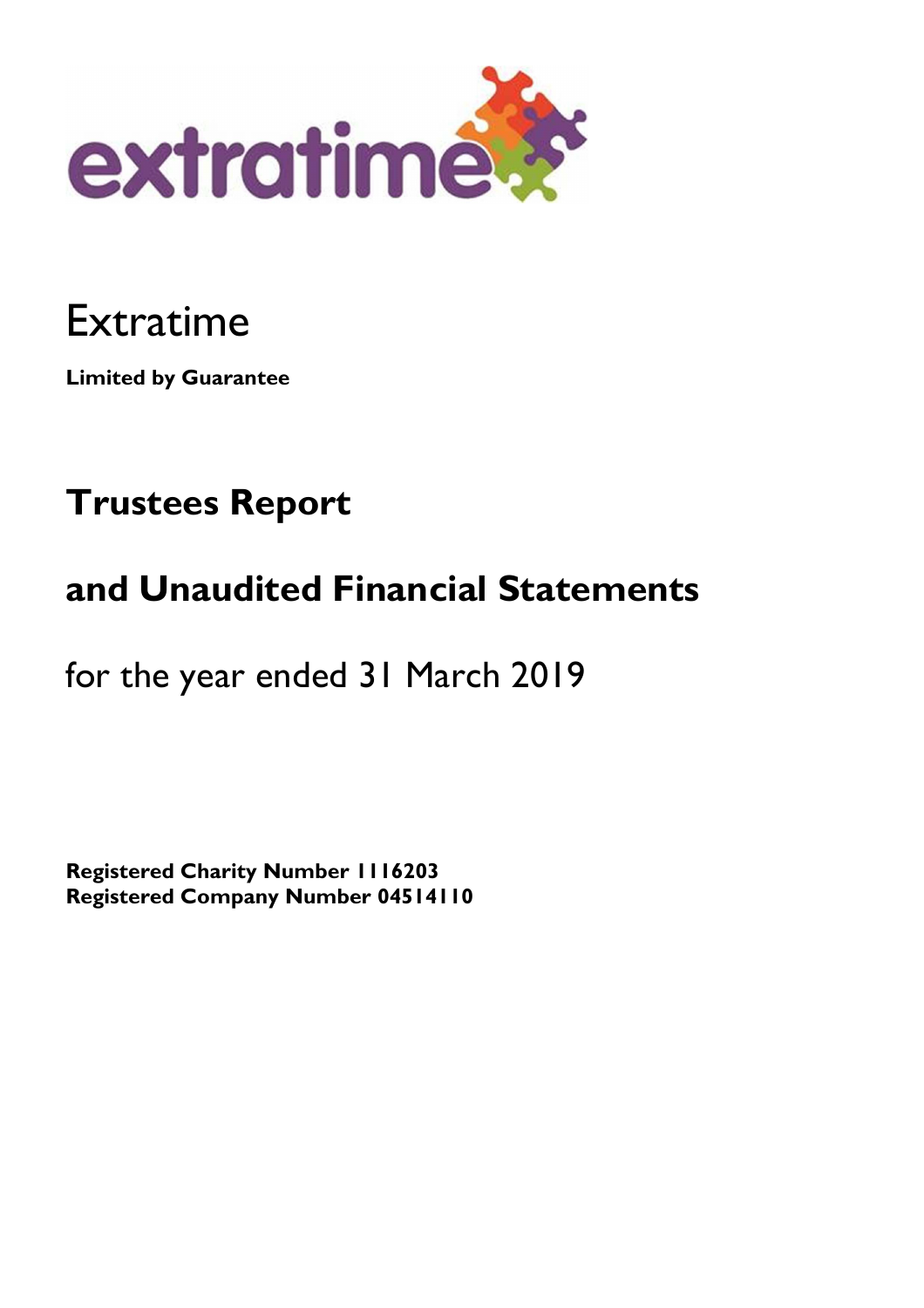extratime

# Extratime

**Limited by Guarantee**

## Trustees Report

## and Unaudited Financial Statements

for the year ended 31 March 2019

**Registered Charity Number 1116203**
**Registered Company Number 04514110**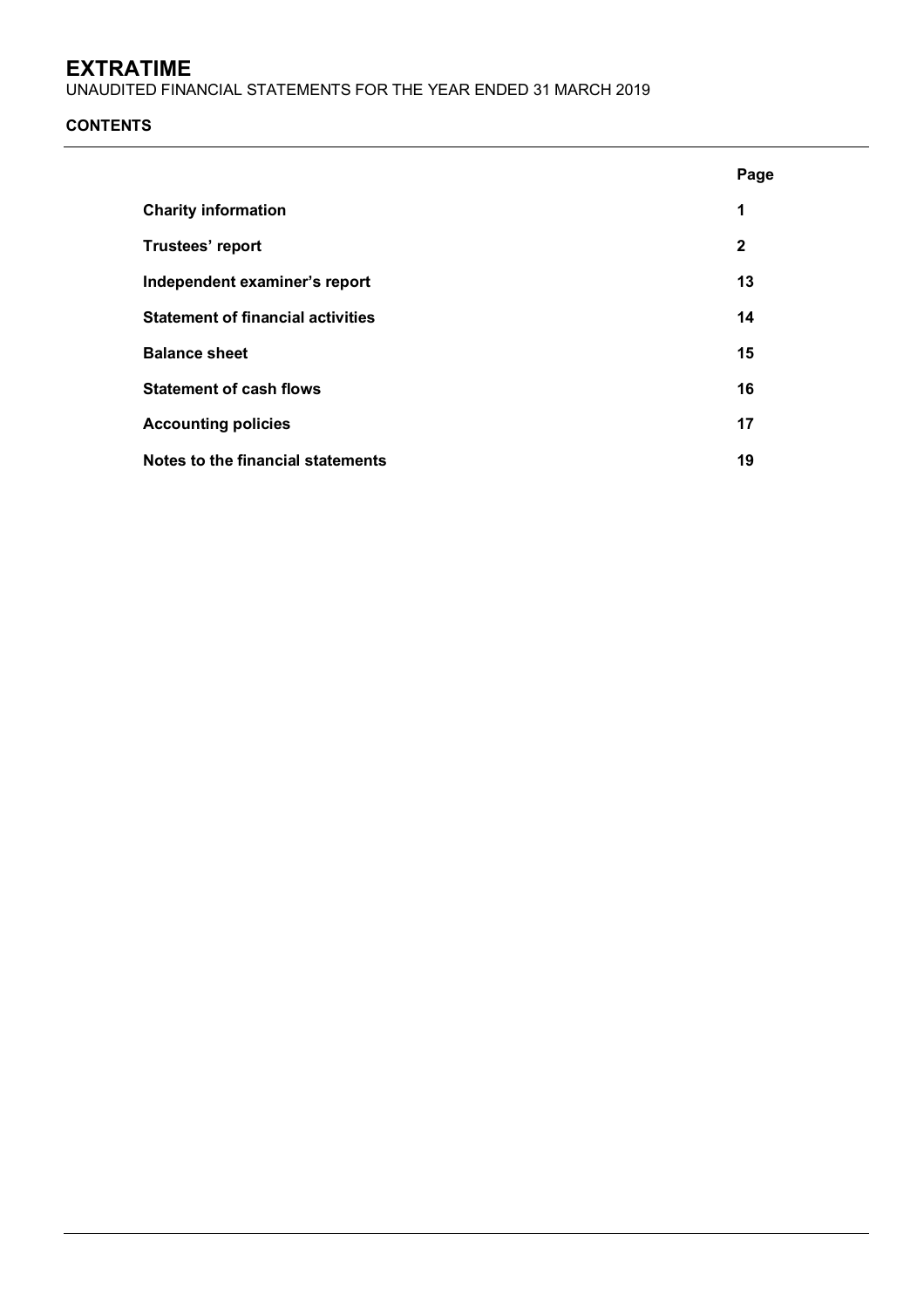# EXTRATIME

UNAUDITED FINANCIAL STATEMENTS FOR THE YEAR ENDED 31 MARCH 2019

**CONTENTS**

| | Page |
|---|---|
| **Charity information** | **1** |
| **Trustees' report** | **2** |
| **Independent examiner's report** | **13** |
| **Statement of financial activities** | **14** |
| **Balance sheet** | **15** |
| **Statement of cash flows** | **16** |
| **Accounting policies** | **17** |
| **Notes to the financial statements** | **19** |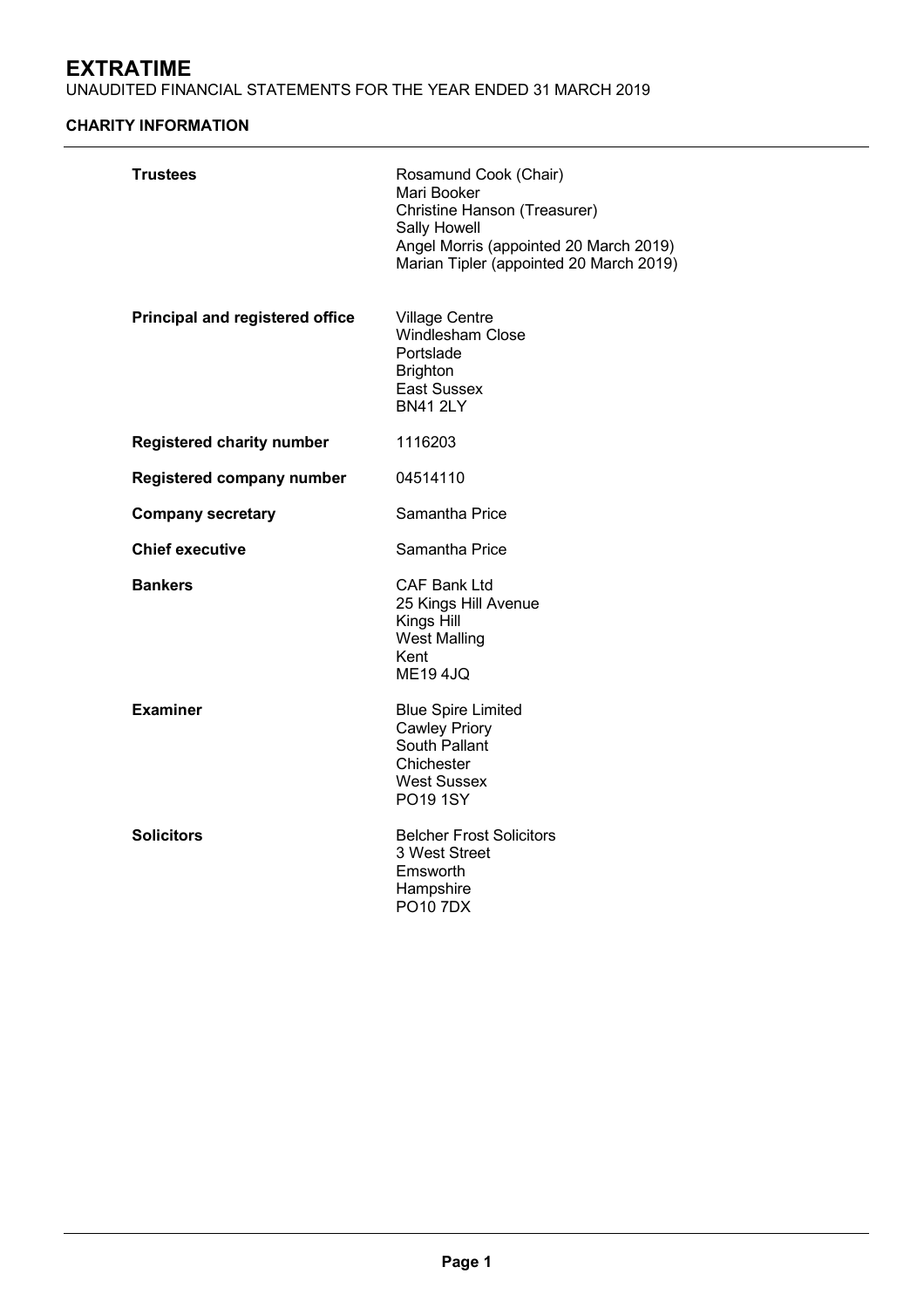# EXTRATIME

UNAUDITED FINANCIAL STATEMENTS FOR THE YEAR ENDED 31 MARCH 2019

## CHARITY INFORMATION

| | |
|---|---|
| **Trustees** | Rosamund Cook (Chair)<br>Mari Booker<br>Christine Hanson (Treasurer)<br>Sally Howell<br>Angel Morris (appointed 20 March 2019)<br>Marian Tipler (appointed 20 March 2019) |
| **Principal and registered office** | Village Centre<br>Windlesham Close<br>Portslade<br>Brighton<br>East Sussex<br>BN41 2LY |
| **Registered charity number** | 1116203 |
| **Registered company number** | 04514110 |
| **Company secretary** | Samantha Price |
| **Chief executive** | Samantha Price |
| **Bankers** | CAF Bank Ltd<br>25 Kings Hill Avenue<br>Kings Hill<br>West Malling<br>Kent<br>ME19 4JQ |
| **Examiner** | Blue Spire Limited<br>Cawley Priory<br>South Pallant<br>Chichester<br>West Sussex<br>PO19 1SY |
| **Solicitors** | Belcher Frost Solicitors<br>3 West Street<br>Emsworth<br>Hampshire<br>PO10 7DX |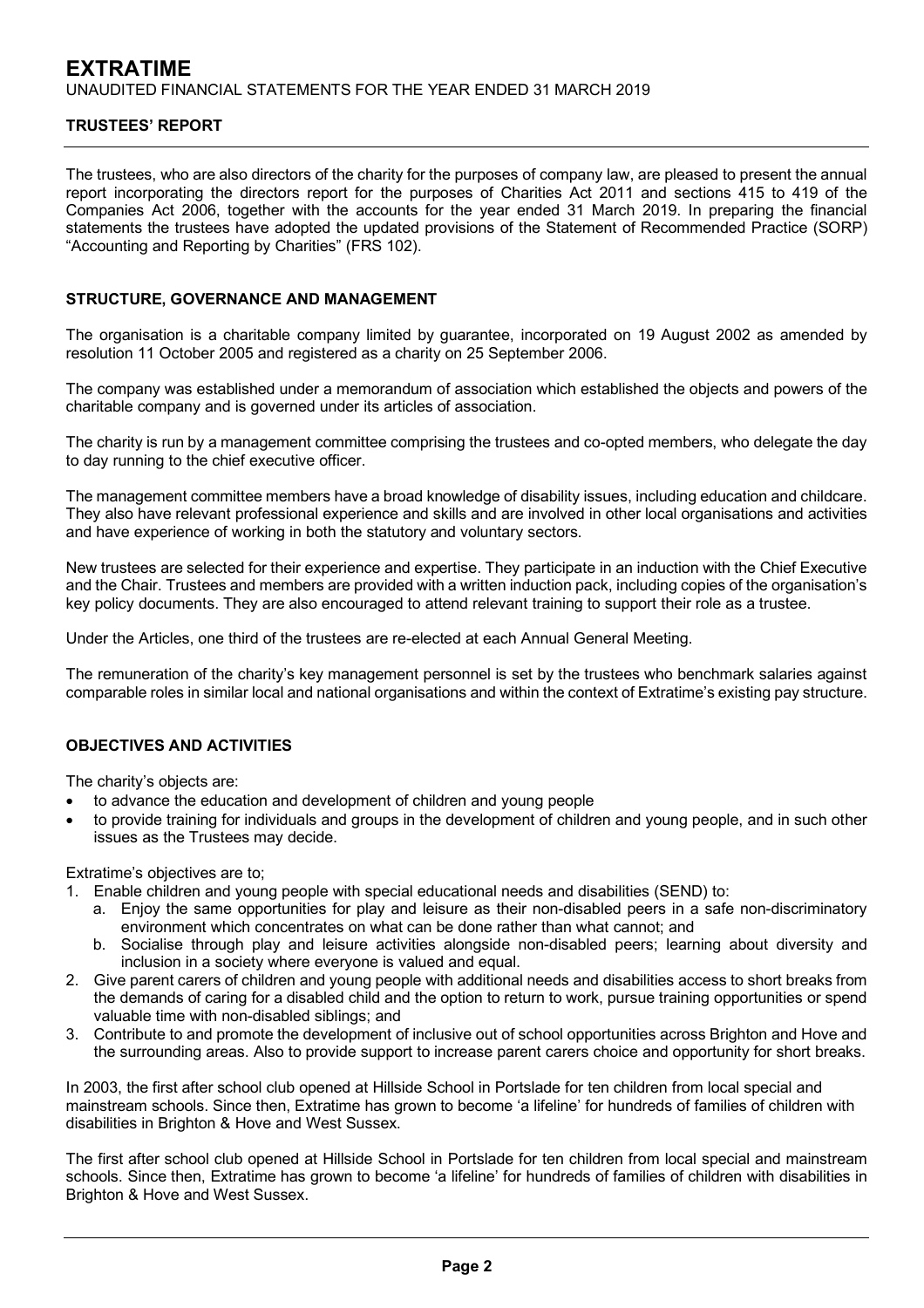# EXTRATIME

UNAUDITED FINANCIAL STATEMENTS FOR THE YEAR ENDED 31 MARCH 2019

## TRUSTEES' REPORT

The trustees, who are also directors of the charity for the purposes of company law, are pleased to present the annual report incorporating the directors report for the purposes of Charities Act 2011 and sections 415 to 419 of the Companies Act 2006, together with the accounts for the year ended 31 March 2019. In preparing the financial statements the trustees have adopted the updated provisions of the Statement of Recommended Practice (SORP) "Accounting and Reporting by Charities" (FRS 102).

### STRUCTURE, GOVERNANCE AND MANAGEMENT

The organisation is a charitable company limited by guarantee, incorporated on 19 August 2002 as amended by resolution 11 October 2005 and registered as a charity on 25 September 2006.

The company was established under a memorandum of association which established the objects and powers of the charitable company and is governed under its articles of association.

The charity is run by a management committee comprising the trustees and co-opted members, who delegate the day to day running to the chief executive officer.

The management committee members have a broad knowledge of disability issues, including education and childcare. They also have relevant professional experience and skills and are involved in other local organisations and activities and have experience of working in both the statutory and voluntary sectors.

New trustees are selected for their experience and expertise. They participate in an induction with the Chief Executive and the Chair. Trustees and members are provided with a written induction pack, including copies of the organisation's key policy documents. They are also encouraged to attend relevant training to support their role as a trustee.

Under the Articles, one third of the trustees are re-elected at each Annual General Meeting.

The remuneration of the charity's key management personnel is set by the trustees who benchmark salaries against comparable roles in similar local and national organisations and within the context of Extratime's existing pay structure.

### OBJECTIVES AND ACTIVITIES

The charity's objects are:

- to advance the education and development of children and young people
- to provide training for individuals and groups in the development of children and young people, and in such other issues as the Trustees may decide.

Extratime's objectives are to;

1. Enable children and young people with special educational needs and disabilities (SEND) to:
   a. Enjoy the same opportunities for play and leisure as their non-disabled peers in a safe non-discriminatory environment which concentrates on what can be done rather than what cannot; and
   b. Socialise through play and leisure activities alongside non-disabled peers; learning about diversity and inclusion in a society where everyone is valued and equal.
2. Give parent carers of children and young people with additional needs and disabilities access to short breaks from the demands of caring for a disabled child and the option to return to work, pursue training opportunities or spend valuable time with non-disabled siblings; and
3. Contribute to and promote the development of inclusive out of school opportunities across Brighton and Hove and the surrounding areas. Also to provide support to increase parent carers choice and opportunity for short breaks.

In 2003, the first after school club opened at Hillside School in Portslade for ten children from local special and mainstream schools. Since then, Extratime has grown to become 'a lifeline' for hundreds of families of children with disabilities in Brighton & Hove and West Sussex.

The first after school club opened at Hillside School in Portslade for ten children from local special and mainstream schools. Since then, Extratime has grown to become 'a lifeline' for hundreds of families of children with disabilities in Brighton & Hove and West Sussex.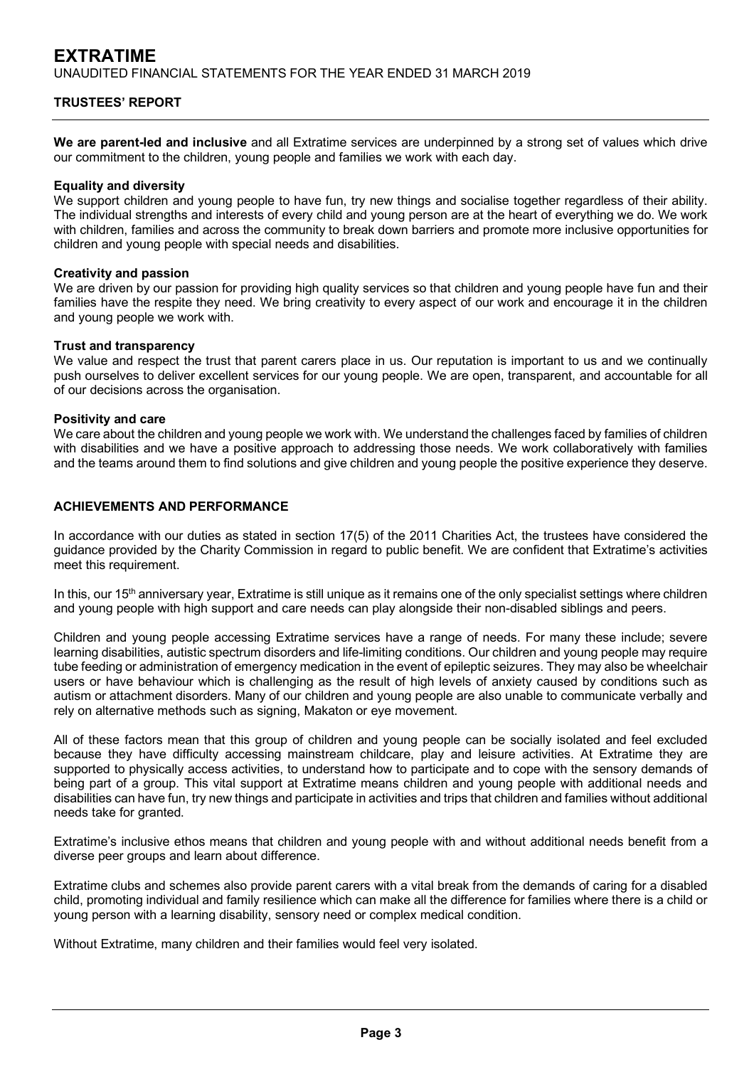**We are parent-led and inclusive** and all Extratime services are underpinned by a strong set of values which drive our commitment to the children, young people and families we work with each day.

**Equality and diversity**
We support children and young people to have fun, try new things and socialise together regardless of their ability. The individual strengths and interests of every child and young person are at the heart of everything we do. We work with children, families and across the community to break down barriers and promote more inclusive opportunities for children and young people with special needs and disabilities.

**Creativity and passion**
We are driven by our passion for providing high quality services so that children and young people have fun and their families have the respite they need. We bring creativity to every aspect of our work and encourage it in the children and young people we work with.

**Trust and transparency**
We value and respect the trust that parent carers place in us. Our reputation is important to us and we continually push ourselves to deliver excellent services for our young people. We are open, transparent, and accountable for all of our decisions across the organisation.

**Positivity and care**
We care about the children and young people we work with. We understand the challenges faced by families of children with disabilities and we have a positive approach to addressing those needs. We work collaboratively with families and the teams around them to find solutions and give children and young people the positive experience they deserve.

## ACHIEVEMENTS AND PERFORMANCE

In accordance with our duties as stated in section 17(5) of the 2011 Charities Act, the trustees have considered the guidance provided by the Charity Commission in regard to public benefit. We are confident that Extratime's activities meet this requirement.

In this, our 15th anniversary year, Extratime is still unique as it remains one of the only specialist settings where children and young people with high support and care needs can play alongside their non-disabled siblings and peers.

Children and young people accessing Extratime services have a range of needs. For many these include; severe learning disabilities, autistic spectrum disorders and life-limiting conditions. Our children and young people may require tube feeding or administration of emergency medication in the event of epileptic seizures. They may also be wheelchair users or have behaviour which is challenging as the result of high levels of anxiety caused by conditions such as autism or attachment disorders. Many of our children and young people are also unable to communicate verbally and rely on alternative methods such as signing, Makaton or eye movement.

All of these factors mean that this group of children and young people can be socially isolated and feel excluded because they have difficulty accessing mainstream childcare, play and leisure activities. At Extratime they are supported to physically access activities, to understand how to participate and to cope with the sensory demands of being part of a group. This vital support at Extratime means children and young people with additional needs and disabilities can have fun, try new things and participate in activities and trips that children and families without additional needs take for granted.

Extratime's inclusive ethos means that children and young people with and without additional needs benefit from a diverse peer groups and learn about difference.

Extratime clubs and schemes also provide parent carers with a vital break from the demands of caring for a disabled child, promoting individual and family resilience which can make all the difference for families where there is a child or young person with a learning disability, sensory need or complex medical condition.

Without Extratime, many children and their families would feel very isolated.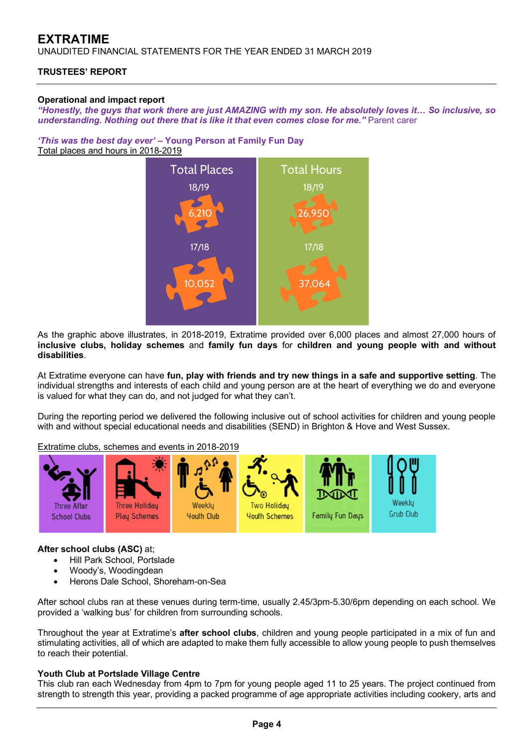**Operational and impact report**

***"Honestly, the guys that work there are just AMAZING with my son. He absolutely loves it… So inclusive, so understanding. Nothing out there that is like it that even comes close for me."*** Parent carer

***'This was the best day ever'* – Young Person at Family Fun Day**

Total places and hours in 2018-2019

| | Total Places | Total Hours |
|---|---|---|
| 18/19 | 6,210 | 26,950 |
| 17/18 | 10,052 | 37,064 |

As the graphic above illustrates, in 2018-2019, Extratime provided over 6,000 places and almost 27,000 hours of **inclusive clubs, holiday schemes** and **family fun days** for **children and young people with and without disabilities**.

At Extratime everyone can have **fun, play with friends and try new things in a safe and supportive setting**. The individual strengths and interests of each child and young person are at the heart of everything we do and everyone is valued for what they can do, and not judged for what they can't.

During the reporting period we delivered the following inclusive out of school activities for children and young people with and without special educational needs and disabilities (SEND) in Brighton & Hove and West Sussex.

Extratime clubs, schemes and events in 2018-2019

- Three After School Clubs
- Three Holiday Play Schemes
- Weekly Youth Club
- Two Holiday Youth Schemes
- Family Fun Days
- Weekly Grub Club

**After school clubs (ASC)** at;

- Hill Park School, Portslade
- Woody's, Woodingdean
- Herons Dale School, Shoreham-on-Sea

After school clubs ran at these venues during term-time, usually 2.45/3pm-5.30/6pm depending on each school. We provided a 'walking bus' for children from surrounding schools.

Throughout the year at Extratime's **after school clubs**, children and young people participated in a mix of fun and stimulating activities, all of which are adapted to make them fully accessible to allow young people to push themselves to reach their potential.

**Youth Club at Portslade Village Centre**

This club ran each Wednesday from 4pm to 7pm for young people aged 11 to 25 years. The project continued from strength to strength this year, providing a packed programme of age appropriate activities including cookery, arts and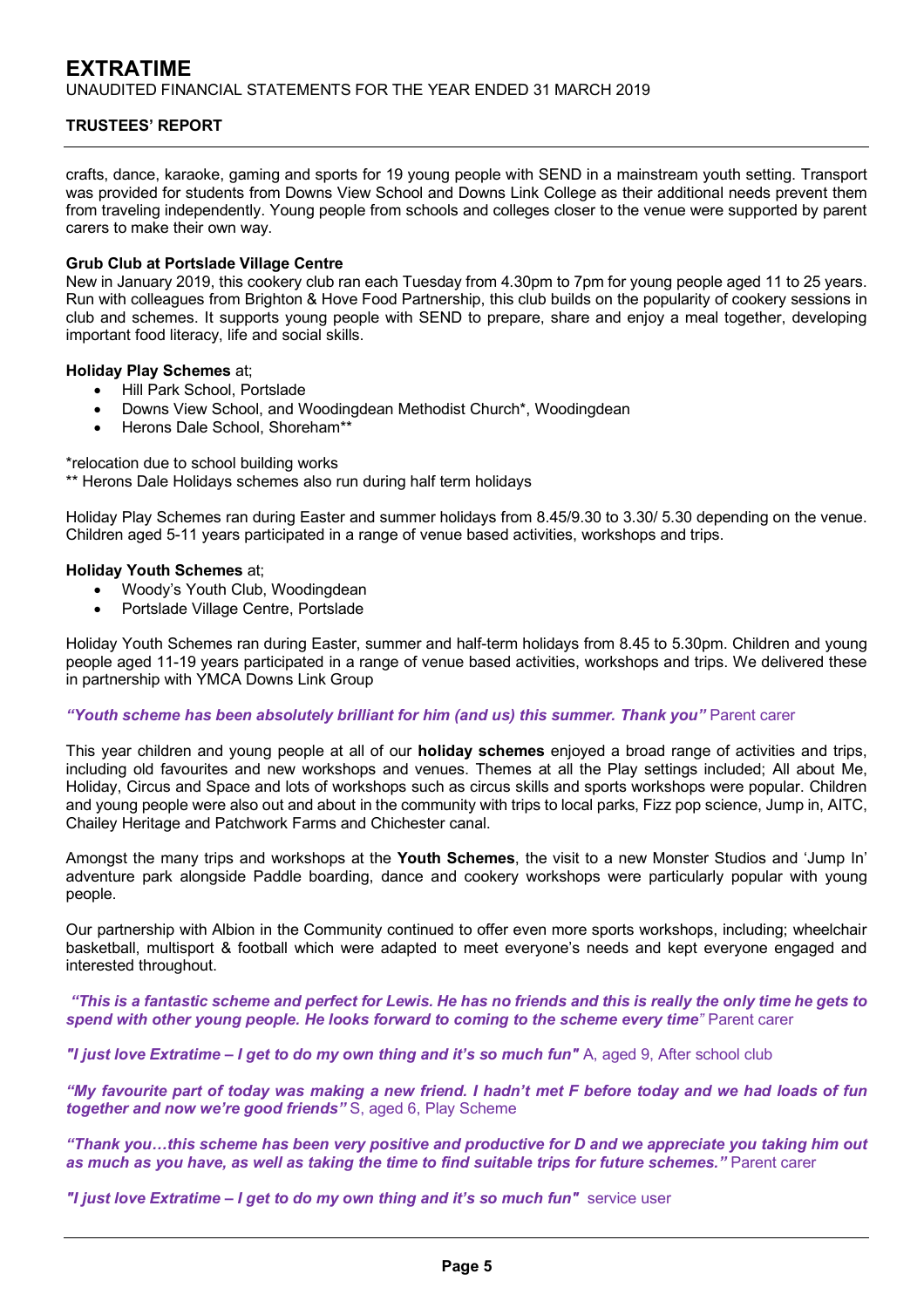crafts, dance, karaoke, gaming and sports for 19 young people with SEND in a mainstream youth setting. Transport was provided for students from Downs View School and Downs Link College as their additional needs prevent them from traveling independently. Young people from schools and colleges closer to the venue were supported by parent carers to make their own way.

**Grub Club at Portslade Village Centre**
New in January 2019, this cookery club ran each Tuesday from 4.30pm to 7pm for young people aged 11 to 25 years. Run with colleagues from Brighton & Hove Food Partnership, this club builds on the popularity of cookery sessions in club and schemes. It supports young people with SEND to prepare, share and enjoy a meal together, developing important food literacy, life and social skills.

**Holiday Play Schemes** at;

- Hill Park School, Portslade
- Downs View School, and Woodingdean Methodist Church*, Woodingdean
- Herons Dale School, Shoreham**

*relocation due to school building works
** Herons Dale Holidays schemes also run during half term holidays

Holiday Play Schemes ran during Easter and summer holidays from 8.45/9.30 to 3.30/ 5.30 depending on the venue. Children aged 5-11 years participated in a range of venue based activities, workshops and trips.

**Holiday Youth Schemes** at;

- Woody's Youth Club, Woodingdean
- Portslade Village Centre, Portslade

Holiday Youth Schemes ran during Easter, summer and half-term holidays from 8.45 to 5.30pm. Children and young people aged 11-19 years participated in a range of venue based activities, workshops and trips. We delivered these in partnership with YMCA Downs Link Group

***"Youth scheme has been absolutely brilliant for him (and us) this summer. Thank you"*** Parent carer

This year children and young people at all of our **holiday schemes** enjoyed a broad range of activities and trips, including old favourites and new workshops and venues. Themes at all the Play settings included; All about Me, Holiday, Circus and Space and lots of workshops such as circus skills and sports workshops were popular. Children and young people were also out and about in the community with trips to local parks, Fizz pop science, Jump in, AITC, Chailey Heritage and Patchwork Farms and Chichester canal.

Amongst the many trips and workshops at the **Youth Schemes**, the visit to a new Monster Studios and 'Jump In' adventure park alongside Paddle boarding, dance and cookery workshops were particularly popular with young people.

Our partnership with Albion in the Community continued to offer even more sports workshops, including; wheelchair basketball, multisport & football which were adapted to meet everyone's needs and kept everyone engaged and interested throughout.

***"This is a fantastic scheme and perfect for Lewis. He has no friends and this is really the only time he gets to spend with other young people. He looks forward to coming to the scheme every time"*** Parent carer

***"I just love Extratime – I get to do my own thing and it's so much fun"*** A, aged 9, After school club

***"My favourite part of today was making a new friend. I hadn't met F before today and we had loads of fun together and now we're good friends"*** S, aged 6, Play Scheme

***"Thank you…this scheme has been very positive and productive for D and we appreciate you taking him out as much as you have, as well as taking the time to find suitable trips for future schemes."*** Parent carer

***"I just love Extratime – I get to do my own thing and it's so much fun"*** service user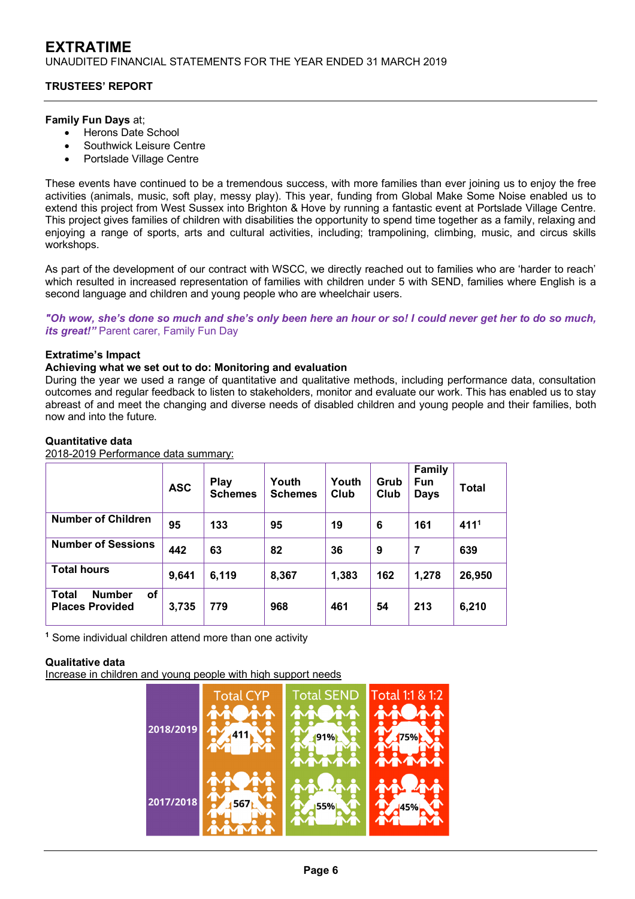**Family Fun Days** at;

- Herons Date School
- Southwick Leisure Centre
- Portslade Village Centre

These events have continued to be a tremendous success, with more families than ever joining us to enjoy the free activities (animals, music, soft play, messy play). This year, funding from Global Make Some Noise enabled us to extend this project from West Sussex into Brighton & Hove by running a fantastic event at Portslade Village Centre. This project gives families of children with disabilities the opportunity to spend time together as a family, relaxing and enjoying a range of sports, arts and cultural activities, including; trampolining, climbing, music, and circus skills workshops.

As part of the development of our contract with WSCC, we directly reached out to families who are 'harder to reach' which resulted in increased representation of families with children under 5 with SEND, families where English is a second language and children and young people who are wheelchair users.

***"Oh wow, she's done so much and she's only been here an hour or so! I could never get her to do so much, its great!"*** Parent carer, Family Fun Day

**Extratime's Impact**

**Achieving what we set out to do: Monitoring and evaluation**

During the year we used a range of quantitative and qualitative methods, including performance data, consultation outcomes and regular feedback to listen to stakeholders, monitor and evaluate our work. This has enabled us to stay abreast of and meet the changing and diverse needs of disabled children and young people and their families, both now and into the future.

**Quantitative data**

2018-2019 Performance data summary:

| | ASC | Play Schemes | Youth Schemes | Youth Club | Grub Club | Family Fun Days | Total |
|---|---|---|---|---|---|---|---|
| **Number of Children** | 95 | 133 | 95 | 19 | 6 | 161 | 411[1] |
| **Number of Sessions** | 442 | 63 | 82 | 36 | 9 | 7 | 639 |
| **Total hours** | 9,641 | 6,119 | 8,367 | 1,383 | 162 | 1,278 | 26,950 |
| **Total Number of Places Provided** | 3,735 | 779 | 968 | 461 | 54 | 213 | 6,210 |

[1] Some individual children attend more than one activity

**Qualitative data**

Increase in children and young people with high support needs

| | Total CYP | Total SEND | Total 1:1 & 1:2 |
|---|---|---|---|
| 2018/2019 | 411 | 91% | 75% |
| 2017/2018 | 567 | 55% | 45% |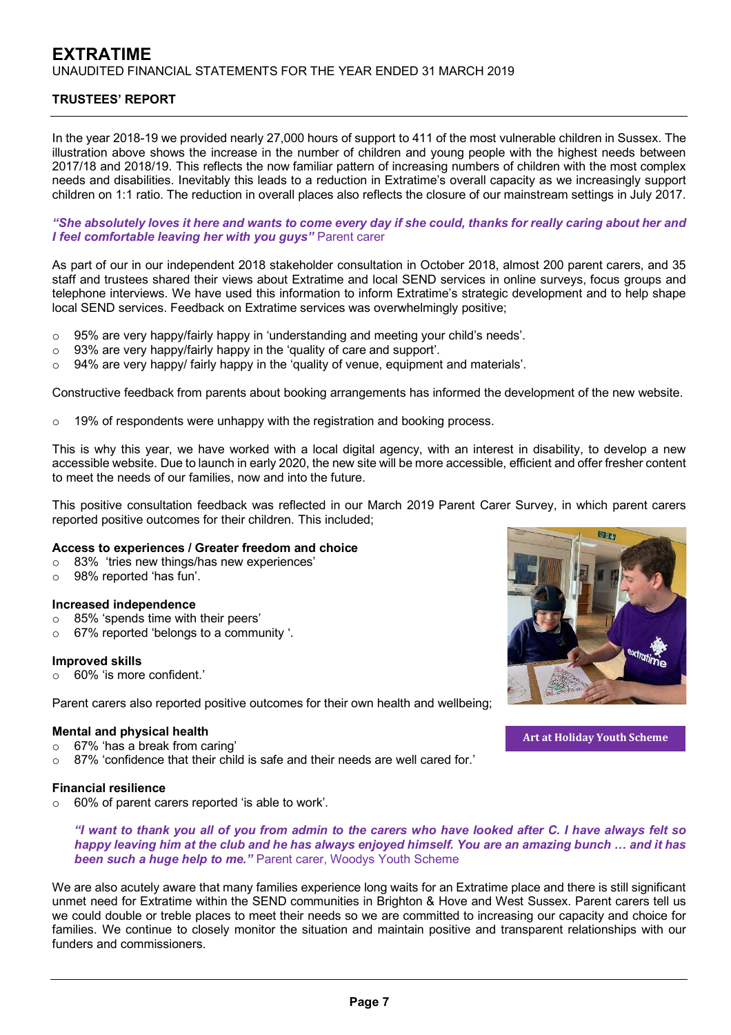# EXTRATIME

UNAUDITED FINANCIAL STATEMENTS FOR THE YEAR ENDED 31 MARCH 2019

## TRUSTEES' REPORT

In the year 2018-19 we provided nearly 27,000 hours of support to 411 of the most vulnerable children in Sussex. The illustration above shows the increase in the number of children and young people with the highest needs between 2017/18 and 2018/19. This reflects the now familiar pattern of increasing numbers of children with the most complex needs and disabilities. Inevitably this leads to a reduction in Extratime's overall capacity as we increasingly support children on 1:1 ratio. The reduction in overall places also reflects the closure of our mainstream settings in July 2017.

***"She absolutely loves it here and wants to come every day if she could, thanks for really caring about her and I feel comfortable leaving her with you guys"*** Parent carer

As part of our in our independent 2018 stakeholder consultation in October 2018, almost 200 parent carers, and 35 staff and trustees shared their views about Extratime and local SEND services in online surveys, focus groups and telephone interviews. We have used this information to inform Extratime's strategic development and to help shape local SEND services. Feedback on Extratime services was overwhelmingly positive;

- 95% are very happy/fairly happy in 'understanding and meeting your child's needs'.
- 93% are very happy/fairly happy in the 'quality of care and support'.
- 94% are very happy/ fairly happy in the 'quality of venue, equipment and materials'.

Constructive feedback from parents about booking arrangements has informed the development of the new website.

- 19% of respondents were unhappy with the registration and booking process.

This is why this year, we have worked with a local digital agency, with an interest in disability, to develop a new accessible website. Due to launch in early 2020, the new site will be more accessible, efficient and offer fresher content to meet the needs of our families, now and into the future.

This positive consultation feedback was reflected in our March 2019 Parent Carer Survey, in which parent carers reported positive outcomes for their children. This included;

**Access to experiences / Greater freedom and choice**

- 83% 'tries new things/has new experiences'
- 98% reported 'has fun'.

**Increased independence**

- 85% 'spends time with their peers'
- 67% reported 'belongs to a community '.

**Improved skills**

- 60% 'is more confident.'

Parent carers also reported positive outcomes for their own health and wellbeing;

**Mental and physical health**

- 67% 'has a break from caring'
- 87% 'confidence that their child is safe and their needs are well cared for.'

**Financial resilience**

- 60% of parent carers reported 'is able to work'.

Art at Holiday Youth Scheme

***"I want to thank you all of you from admin to the carers who have looked after C. I have always felt so happy leaving him at the club and he has always enjoyed himself. You are an amazing bunch … and it has been such a huge help to me."*** Parent carer, Woodys Youth Scheme

We are also acutely aware that many families experience long waits for an Extratime place and there is still significant unmet need for Extratime within the SEND communities in Brighton & Hove and West Sussex. Parent carers tell us we could double or treble places to meet their needs so we are committed to increasing our capacity and choice for families. We continue to closely monitor the situation and maintain positive and transparent relationships with our funders and commissioners.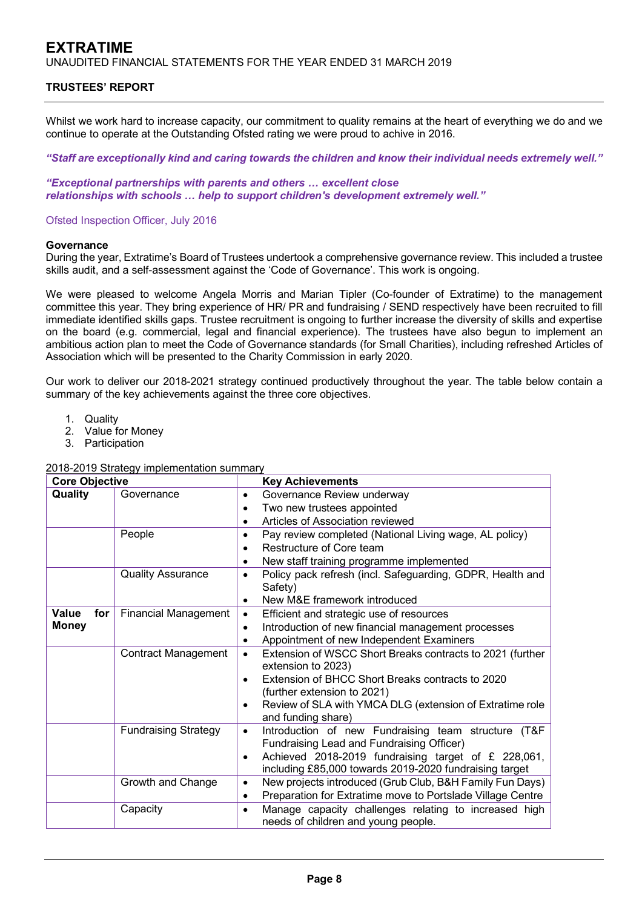Whilst we work hard to increase capacity, our commitment to quality remains at the heart of everything we do and we continue to operate at the Outstanding Ofsted rating we were proud to achive in 2016.

***"Staff are exceptionally kind and caring towards the children and know their individual needs extremely well."***

***"Exceptional partnerships with parents and others … excellent close relationships with schools … help to support children's development extremely well."***

Ofsted Inspection Officer, July 2016

**Governance**

During the year, Extratime's Board of Trustees undertook a comprehensive governance review. This included a trustee skills audit, and a self-assessment against the 'Code of Governance'. This work is ongoing.

We were pleased to welcome Angela Morris and Marian Tipler (Co-founder of Extratime) to the management committee this year. They bring experience of HR/ PR and fundraising / SEND respectively have been recruited to fill immediate identified skills gaps. Trustee recruitment is ongoing to further increase the diversity of skills and expertise on the board (e.g. commercial, legal and financial experience). The trustees have also begun to implement an ambitious action plan to meet the Code of Governance standards (for Small Charities), including refreshed Articles of Association which will be presented to the Charity Commission in early 2020.

Our work to deliver our 2018-2021 strategy continued productively throughout the year. The table below contain a summary of the key achievements against the three core objectives.

1. Quality
2. Value for Money
3. Participation

2018-2019 Strategy implementation summary

| Core Objective | | Key Achievements |
|---|---|---|
| **Quality** | Governance | • Governance Review underway<br>• Two new trustees appointed<br>• Articles of Association reviewed |
| | People | • Pay review completed (National Living wage, AL policy)<br>• Restructure of Core team<br>• New staff training programme implemented |
| | Quality Assurance | • Policy pack refresh (incl. Safeguarding, GDPR, Health and Safety)<br>• New M&E framework introduced |
| **Value for Money** | Financial Management | • Efficient and strategic use of resources<br>• Introduction of new financial management processes<br>• Appointment of new Independent Examiners |
| | Contract Management | • Extension of WSCC Short Breaks contracts to 2021 (further extension to 2023)<br>• Extension of BHCC Short Breaks contracts to 2020 (further extension to 2021)<br>• Review of SLA with YMCA DLG (extension of Extratime role and funding share) |
| | Fundraising Strategy | • Introduction of new Fundraising team structure (T&F Fundraising Lead and Fundraising Officer)<br>• Achieved 2018-2019 fundraising target of £ 228,061, including £85,000 towards 2019-2020 fundraising target |
| | Growth and Change | • New projects introduced (Grub Club, B&H Family Fun Days)<br>• Preparation for Extratime move to Portslade Village Centre |
| | Capacity | • Manage capacity challenges relating to increased high needs of children and young people. |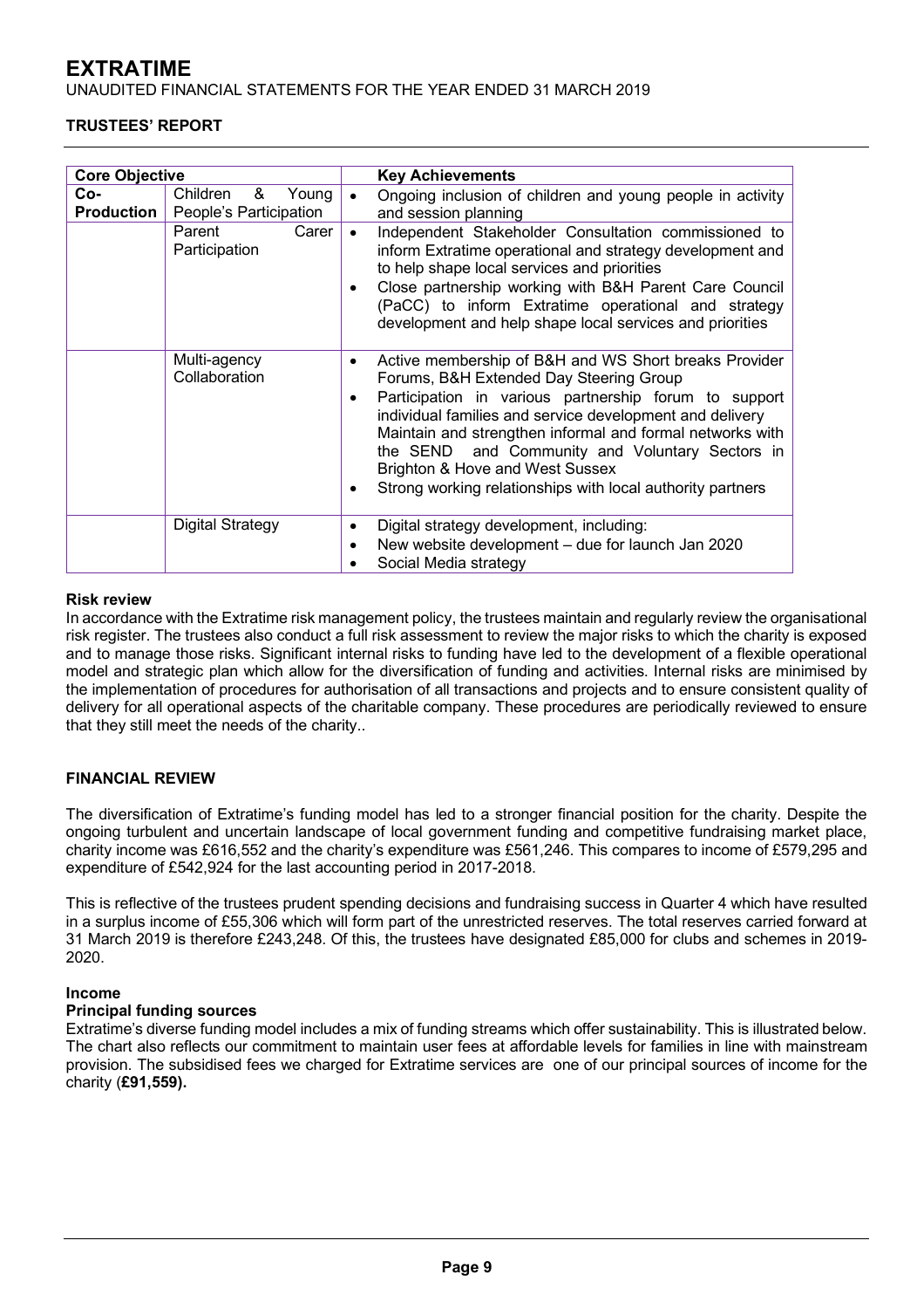| Core Objective | | Key Achievements |
| --- | --- | --- |
| **Co-Production** | Children & Young People's Participation | • Ongoing inclusion of children and young people in activity and session planning |
| | Parent Carer Participation | • Independent Stakeholder Consultation commissioned to inform Extratime operational and strategy development and to help shape local services and priorities<br>• Close partnership working with B&H Parent Care Council (PaCC) to inform Extratime operational and strategy development and help shape local services and priorities |
| | Multi-agency Collaboration | • Active membership of B&H and WS Short breaks Provider Forums, B&H Extended Day Steering Group<br>• Participation in various partnership forum to support individual families and service development and delivery Maintain and strengthen informal and formal networks with the SEND and Community and Voluntary Sectors in Brighton & Hove and West Sussex<br>• Strong working relationships with local authority partners |
| | Digital Strategy | • Digital strategy development, including:<br>• New website development – due for launch Jan 2020<br>• Social Media strategy |

### Risk review

In accordance with the Extratime risk management policy, the trustees maintain and regularly review the organisational risk register. The trustees also conduct a full risk assessment to review the major risks to which the charity is exposed and to manage those risks. Significant internal risks to funding have led to the development of a flexible operational model and strategic plan which allow for the diversification of funding and activities. Internal risks are minimised by the implementation of procedures for authorisation of all transactions and projects and to ensure consistent quality of delivery for all operational aspects of the charitable company. These procedures are periodically reviewed to ensure that they still meet the needs of the charity..

## FINANCIAL REVIEW

The diversification of Extratime's funding model has led to a stronger financial position for the charity. Despite the ongoing turbulent and uncertain landscape of local government funding and competitive fundraising market place, charity income was £616,552 and the charity's expenditure was £561,246. This compares to income of £579,295 and expenditure of £542,924 for the last accounting period in 2017-2018.

This is reflective of the trustees prudent spending decisions and fundraising success in Quarter 4 which have resulted in a surplus income of £55,306 which will form part of the unrestricted reserves. The total reserves carried forward at 31 March 2019 is therefore £243,248. Of this, the trustees have designated £85,000 for clubs and schemes in 2019-2020.

### Income

### Principal funding sources

Extratime's diverse funding model includes a mix of funding streams which offer sustainability. This is illustrated below. The chart also reflects our commitment to maintain user fees at affordable levels for families in line with mainstream provision. The subsidised fees we charged for Extratime services are one of our principal sources of income for the charity (**£91,559).**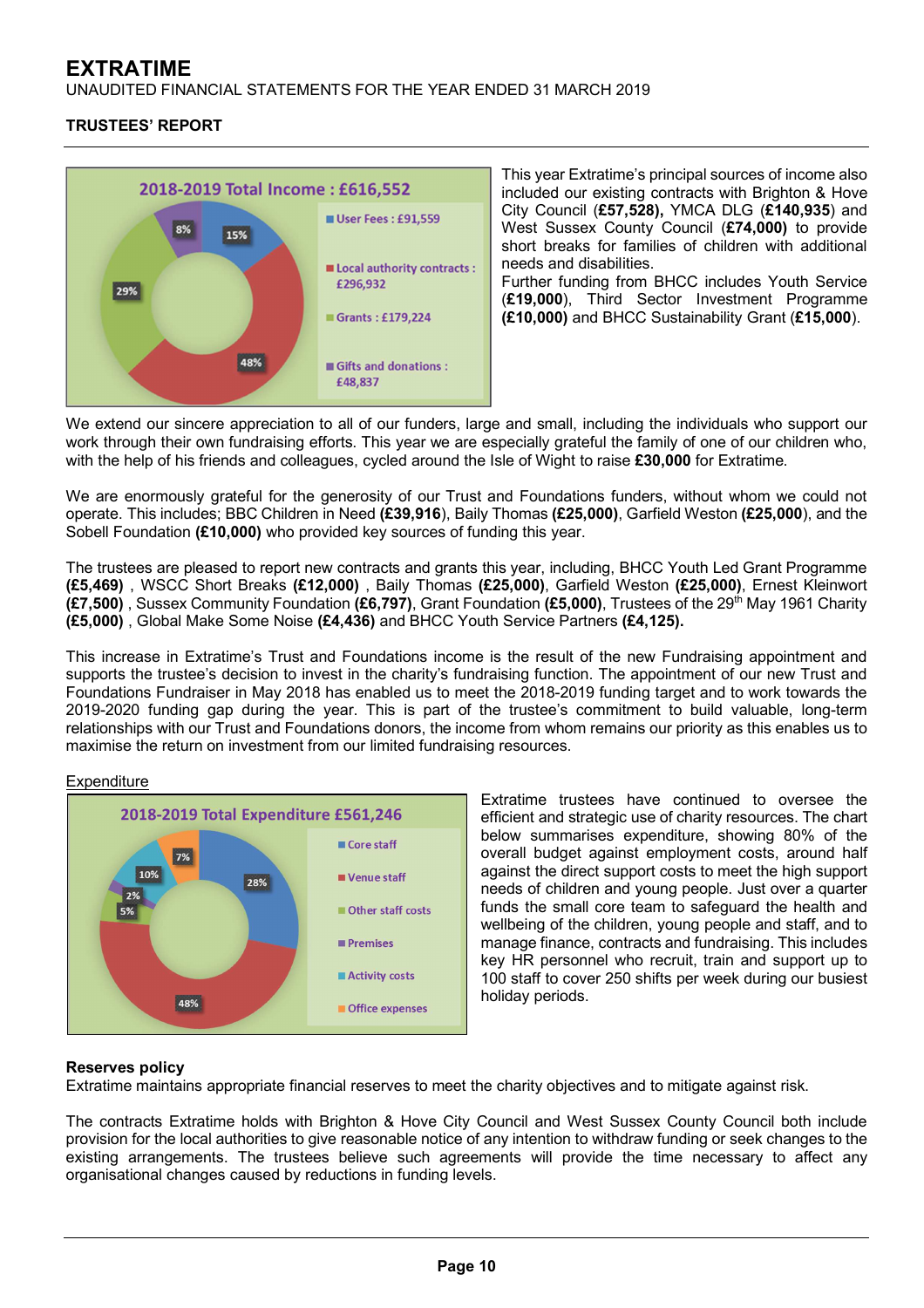# EXTRATIME

UNAUDITED FINANCIAL STATEMENTS FOR THE YEAR ENDED 31 MARCH 2019

## TRUSTEES' REPORT

**2018-2019 Total Income : £616,552**

- User Fees : £91,559 (15%)
- Local authority contracts : £296,932 (48%)
- Grants : £179,224 (29%)
- Gifts and donations : £48,837 (8%)

This year Extratime's principal sources of income also included our existing contracts with Brighton & Hove City Council (**£57,528**), YMCA DLG (**£140,935**) and West Sussex County Council (**£74,000**) to provide short breaks for families of children with additional needs and disabilities.

Further funding from BHCC includes Youth Service (**£19,000**), Third Sector Investment Programme **(£10,000)** and BHCC Sustainability Grant (**£15,000**).

We extend our sincere appreciation to all of our funders, large and small, including the individuals who support our work through their own fundraising efforts. This year we are especially grateful the family of one of our children who, with the help of his friends and colleagues, cycled around the Isle of Wight to raise **£30,000** for Extratime.

We are enormously grateful for the generosity of our Trust and Foundations funders, without whom we could not operate. This includes; BBC Children in Need **(£39,916**), Baily Thomas **(£25,000)**, Garfield Weston **(£25,000**), and the Sobell Foundation **(£10,000)** who provided key sources of funding this year.

The trustees are pleased to report new contracts and grants this year, including, BHCC Youth Led Grant Programme **(£5,469)** , WSCC Short Breaks **(£12,000)** , Baily Thomas **(£25,000)**, Garfield Weston **(£25,000)**, Ernest Kleinwort **(£7,500)** , Sussex Community Foundation **(£6,797)**, Grant Foundation **(£5,000)**, Trustees of the 29th May 1961 Charity **(£5,000)** , Global Make Some Noise **(£4,436)** and BHCC Youth Service Partners **(£4,125).**

This increase in Extratime's Trust and Foundations income is the result of the new Fundraising appointment and supports the trustee's decision to invest in the charity's fundraising function. The appointment of our new Trust and Foundations Fundraiser in May 2018 has enabled us to meet the 2018-2019 funding target and to work towards the 2019-2020 funding gap during the year. This is part of the trustee's commitment to build valuable, long-term relationships with our Trust and Foundations donors, the income from whom remains our priority as this enables us to maximise the return on investment from our limited fundraising resources.

Expenditure

**2018-2019 Total Expenditure £561,246**

- Core staff (28%)
- Venue staff (48%)
- Other staff costs (5%)
- Premises (2%)
- Activity costs (10%)
- Office expenses (7%)

Extratime trustees have continued to oversee the efficient and strategic use of charity resources. The chart below summarises expenditure, showing 80% of the overall budget against employment costs, around half against the direct support costs to meet the high support needs of children and young people. Just over a quarter funds the small core team to safeguard the health and wellbeing of the children, young people and staff, and to manage finance, contracts and fundraising. This includes key HR personnel who recruit, train and support up to 100 staff to cover 250 shifts per week during our busiest holiday periods.

**Reserves policy**

Extratime maintains appropriate financial reserves to meet the charity objectives and to mitigate against risk.

The contracts Extratime holds with Brighton & Hove City Council and West Sussex County Council both include provision for the local authorities to give reasonable notice of any intention to withdraw funding or seek changes to the existing arrangements. The trustees believe such agreements will provide the time necessary to affect any organisational changes caused by reductions in funding levels.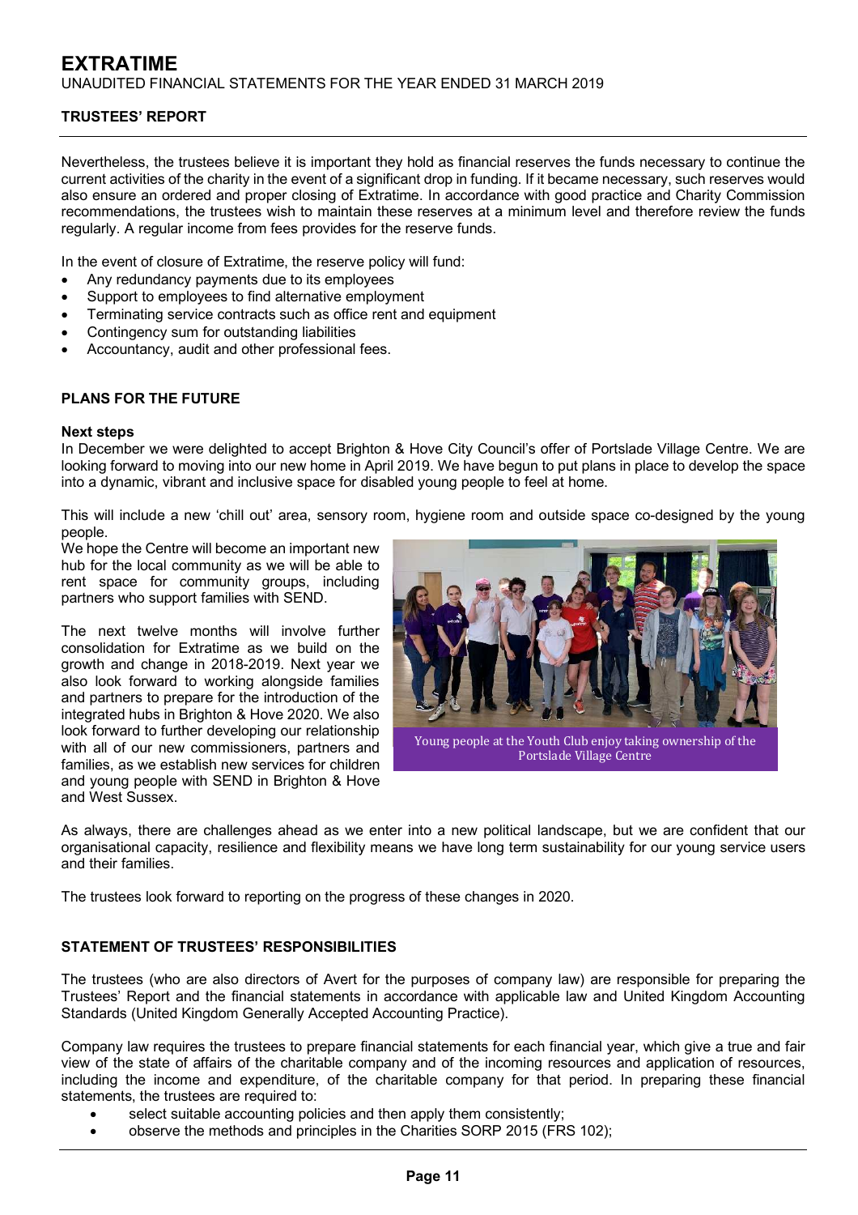## TRUSTEES' REPORT

Nevertheless, the trustees believe it is important they hold as financial reserves the funds necessary to continue the current activities of the charity in the event of a significant drop in funding. If it became necessary, such reserves would also ensure an ordered and proper closing of Extratime. In accordance with good practice and Charity Commission recommendations, the trustees wish to maintain these reserves at a minimum level and therefore review the funds regularly. A regular income from fees provides for the reserve funds.

In the event of closure of Extratime, the reserve policy will fund:

- Any redundancy payments due to its employees
- Support to employees to find alternative employment
- Terminating service contracts such as office rent and equipment
- Contingency sum for outstanding liabilities
- Accountancy, audit and other professional fees.

## PLANS FOR THE FUTURE

**Next steps**

In December we were delighted to accept Brighton & Hove City Council's offer of Portslade Village Centre. We are looking forward to moving into our new home in April 2019. We have begun to put plans in place to develop the space into a dynamic, vibrant and inclusive space for disabled young people to feel at home.

This will include a new 'chill out' area, sensory room, hygiene room and outside space co-designed by the young people.

We hope the Centre will become an important new hub for the local community as we will be able to rent space for community groups, including partners who support families with SEND.

The next twelve months will involve further consolidation for Extratime as we build on the growth and change in 2018-2019. Next year we also look forward to working alongside families and partners to prepare for the introduction of the integrated hubs in Brighton & Hove 2020. We also look forward to further developing our relationship with all of our new commissioners, partners and families, as we establish new services for children and young people with SEND in Brighton & Hove and West Sussex.

Young people at the Youth Club enjoy taking ownership of the Portslade Village Centre

As always, there are challenges ahead as we enter into a new political landscape, but we are confident that our organisational capacity, resilience and flexibility means we have long term sustainability for our young service users and their families.

The trustees look forward to reporting on the progress of these changes in 2020.

## STATEMENT OF TRUSTEES' RESPONSIBILITIES

The trustees (who are also directors of Avert for the purposes of company law) are responsible for preparing the Trustees' Report and the financial statements in accordance with applicable law and United Kingdom Accounting Standards (United Kingdom Generally Accepted Accounting Practice).

Company law requires the trustees to prepare financial statements for each financial year, which give a true and fair view of the state of affairs of the charitable company and of the incoming resources and application of resources, including the income and expenditure, of the charitable company for that period. In preparing these financial statements, the trustees are required to:

- select suitable accounting policies and then apply them consistently;
- observe the methods and principles in the Charities SORP 2015 (FRS 102);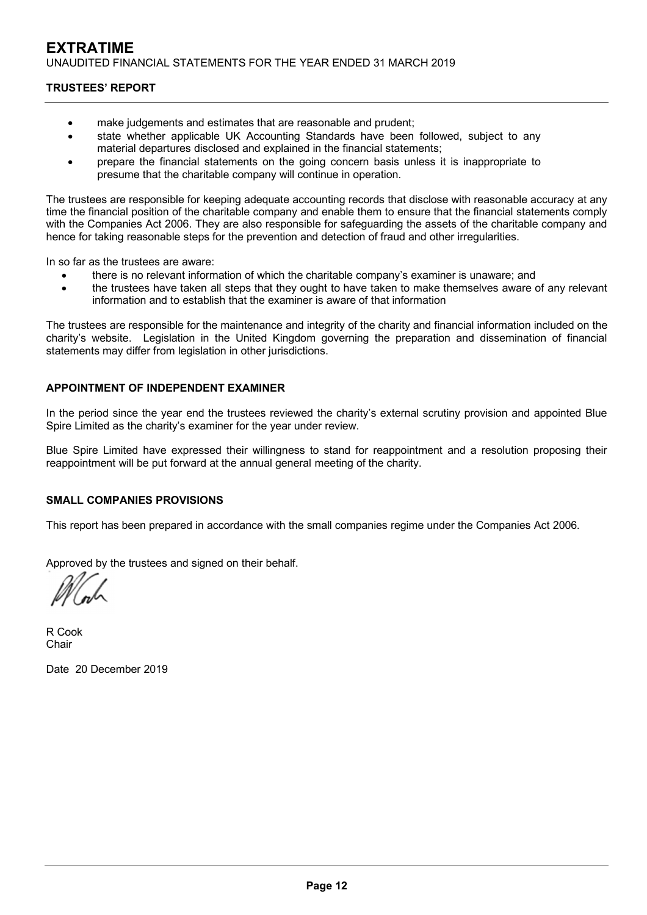## TRUSTEES' REPORT

- make judgements and estimates that are reasonable and prudent;
- state whether applicable UK Accounting Standards have been followed, subject to any material departures disclosed and explained in the financial statements;
- prepare the financial statements on the going concern basis unless it is inappropriate to presume that the charitable company will continue in operation.

The trustees are responsible for keeping adequate accounting records that disclose with reasonable accuracy at any time the financial position of the charitable company and enable them to ensure that the financial statements comply with the Companies Act 2006. They are also responsible for safeguarding the assets of the charitable company and hence for taking reasonable steps for the prevention and detection of fraud and other irregularities.

In so far as the trustees are aware:

- there is no relevant information of which the charitable company's examiner is unaware; and
- the trustees have taken all steps that they ought to have taken to make themselves aware of any relevant information and to establish that the examiner is aware of that information

The trustees are responsible for the maintenance and integrity of the charity and financial information included on the charity's website. Legislation in the United Kingdom governing the preparation and dissemination of financial statements may differ from legislation in other jurisdictions.

### APPOINTMENT OF INDEPENDENT EXAMINER

In the period since the year end the trustees reviewed the charity's external scrutiny provision and appointed Blue Spire Limited as the charity's examiner for the year under review.

Blue Spire Limited have expressed their willingness to stand for reappointment and a resolution proposing their reappointment will be put forward at the annual general meeting of the charity.

### SMALL COMPANIES PROVISIONS

This report has been prepared in accordance with the small companies regime under the Companies Act 2006.

Approved by the trustees and signed on their behalf.

R Cook
Chair

Date 20 December 2019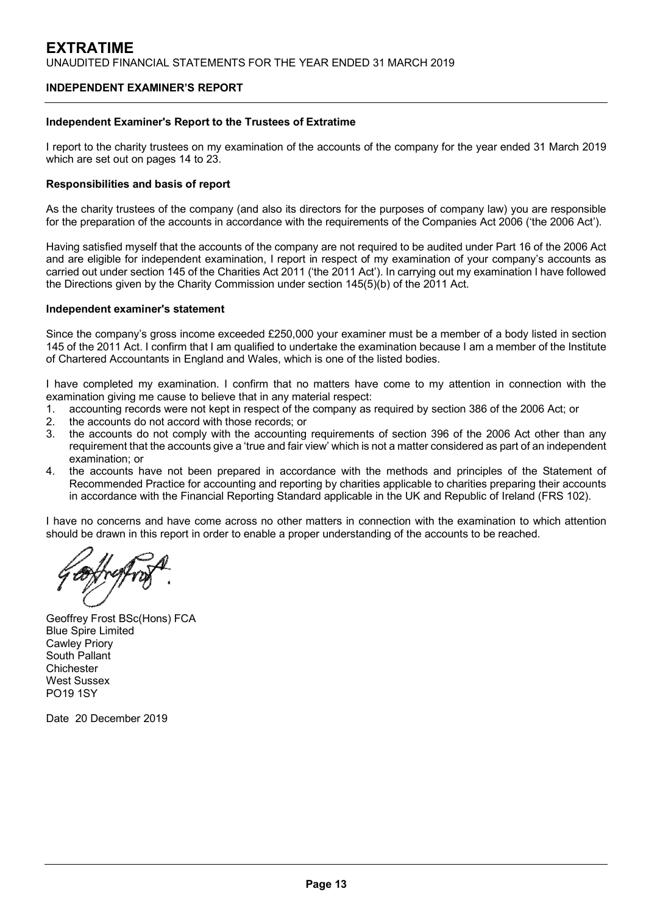# EXTRATIME

UNAUDITED FINANCIAL STATEMENTS FOR THE YEAR ENDED 31 MARCH 2019

**INDEPENDENT EXAMINER'S REPORT**

**Independent Examiner's Report to the Trustees of Extratime**

I report to the charity trustees on my examination of the accounts of the company for the year ended 31 March 2019 which are set out on pages 14 to 23.

**Responsibilities and basis of report**

As the charity trustees of the company (and also its directors for the purposes of company law) you are responsible for the preparation of the accounts in accordance with the requirements of the Companies Act 2006 ('the 2006 Act').

Having satisfied myself that the accounts of the company are not required to be audited under Part 16 of the 2006 Act and are eligible for independent examination, I report in respect of my examination of your company's accounts as carried out under section 145 of the Charities Act 2011 ('the 2011 Act'). In carrying out my examination I have followed the Directions given by the Charity Commission under section 145(5)(b) of the 2011 Act.

**Independent examiner's statement**

Since the company's gross income exceeded £250,000 your examiner must be a member of a body listed in section 145 of the 2011 Act. I confirm that I am qualified to undertake the examination because I am a member of the Institute of Chartered Accountants in England and Wales, which is one of the listed bodies.

I have completed my examination. I confirm that no matters have come to my attention in connection with the examination giving me cause to believe that in any material respect:

1. accounting records were not kept in respect of the company as required by section 386 of the 2006 Act; or
2. the accounts do not accord with those records; or
3. the accounts do not comply with the accounting requirements of section 396 of the 2006 Act other than any requirement that the accounts give a 'true and fair view' which is not a matter considered as part of an independent examination; or
4. the accounts have not been prepared in accordance with the methods and principles of the Statement of Recommended Practice for accounting and reporting by charities applicable to charities preparing their accounts in accordance with the Financial Reporting Standard applicable in the UK and Republic of Ireland (FRS 102).

I have no concerns and have come across no other matters in connection with the examination to which attention should be drawn in this report in order to enable a proper understanding of the accounts to be reached.

Geoffrey Frost BSc(Hons) FCA
Blue Spire Limited
Cawley Priory
South Pallant
Chichester
West Sussex
PO19 1SY

Date 20 December 2019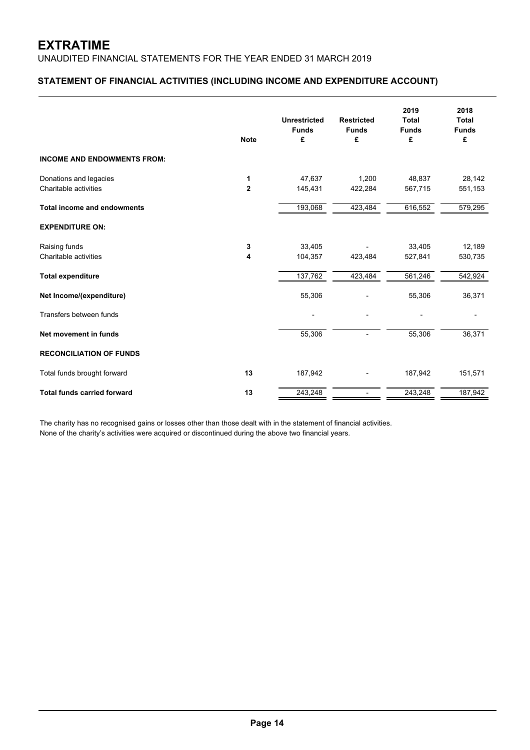# EXTRATIME

UNAUDITED FINANCIAL STATEMENTS FOR THE YEAR ENDED 31 MARCH 2019

## STATEMENT OF FINANCIAL ACTIVITIES (INCLUDING INCOME AND EXPENDITURE ACCOUNT)

| | Note | Unrestricted Funds £ | Restricted Funds £ | 2019 Total Funds £ | 2018 Total Funds £ |
|---|---|---|---|---|---|
| **INCOME AND ENDOWMENTS FROM:** | | | | | |
| Donations and legacies | **1** | 47,637 | 1,200 | 48,837 | 28,142 |
| Charitable activities | **2** | 145,431 | 422,284 | 567,715 | 551,153 |
| **Total income and endowments** | | 193,068 | 423,484 | 616,552 | 579,295 |
| **EXPENDITURE ON:** | | | | | |
| Raising funds | **3** | 33,405 | - | 33,405 | 12,189 |
| Charitable activities | **4** | 104,357 | 423,484 | 527,841 | 530,735 |
| **Total expenditure** | | 137,762 | 423,484 | 561,246 | 542,924 |
| **Net Income/(expenditure)** | | 55,306 | - | 55,306 | 36,371 |
| Transfers between funds | | - | - | - | - |
| **Net movement in funds** | | 55,306 | - | 55,306 | 36,371 |
| **RECONCILIATION OF FUNDS** | | | | | |
| Total funds brought forward | **13** | 187,942 | - | 187,942 | 151,571 |
| **Total funds carried forward** | **13** | 243,248 | - | 243,248 | 187,942 |

The charity has no recognised gains or losses other than those dealt with in the statement of financial activities.
None of the charity's activities were acquired or discontinued during the above two financial years.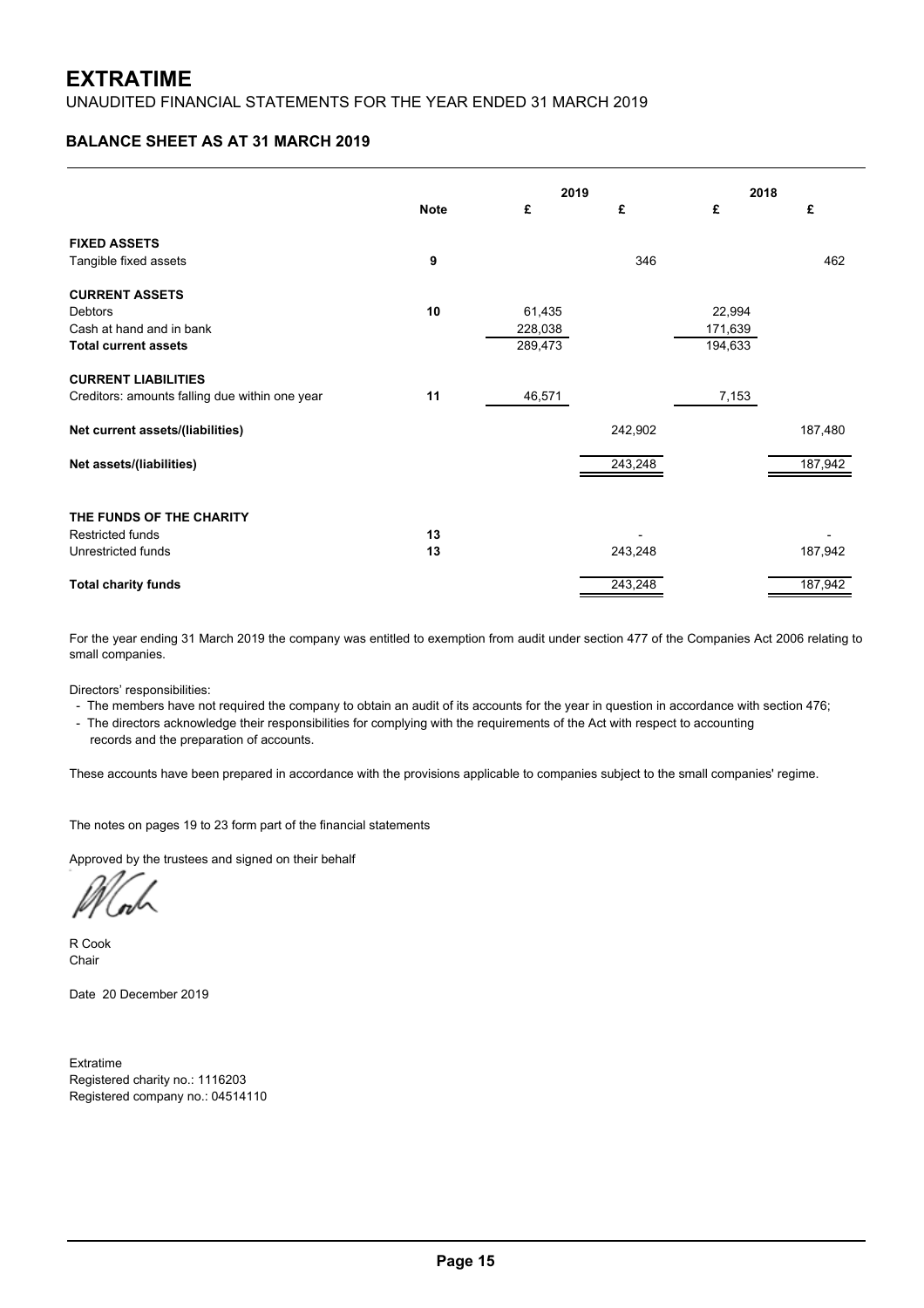# EXTRATIME

UNAUDITED FINANCIAL STATEMENTS FOR THE YEAR ENDED 31 MARCH 2019

## BALANCE SHEET AS AT 31 MARCH 2019

| | Note | 2019 | | 2018 | |
|---|---|---|---|---|---|
| | | £ | £ | £ | £ |
| **FIXED ASSETS** | | | | | |
| Tangible fixed assets | **9** | | 346 | | 462 |
| **CURRENT ASSETS** | | | | | |
| Debtors | **10** | 61,435 | | 22,994 | |
| Cash at hand and in bank | | 228,038 | | 171,639 | |
| **Total current assets** | | 289,473 | | 194,633 | |
| **CURRENT LIABILITIES** | | | | | |
| Creditors: amounts falling due within one year | **11** | 46,571 | | 7,153 | |
| **Net current assets/(liabilities)** | | | 242,902 | | 187,480 |
| **Net assets/(liabilities)** | | | 243,248 | | 187,942 |
| **THE FUNDS OF THE CHARITY** | | | | | |
| Restricted funds | **13** | | - | | - |
| Unrestricted funds | **13** | | 243,248 | | 187,942 |
| **Total charity funds** | | | 243,248 | | 187,942 |

For the year ending 31 March 2019 the company was entitled to exemption from audit under section 477 of the Companies Act 2006 relating to small companies.

Directors' responsibilities:

- The members have not required the company to obtain an audit of its accounts for the year in question in accordance with section 476;
- The directors acknowledge their responsibilities for complying with the requirements of the Act with respect to accounting records and the preparation of accounts.

These accounts have been prepared in accordance with the provisions applicable to companies subject to the small companies' regime.

The notes on pages 19 to 23 form part of the financial statements

Approved by the trustees and signed on their behalf

R Cook
Chair

Date 20 December 2019

Extratime
Registered charity no.: 1116203
Registered company no.: 04514110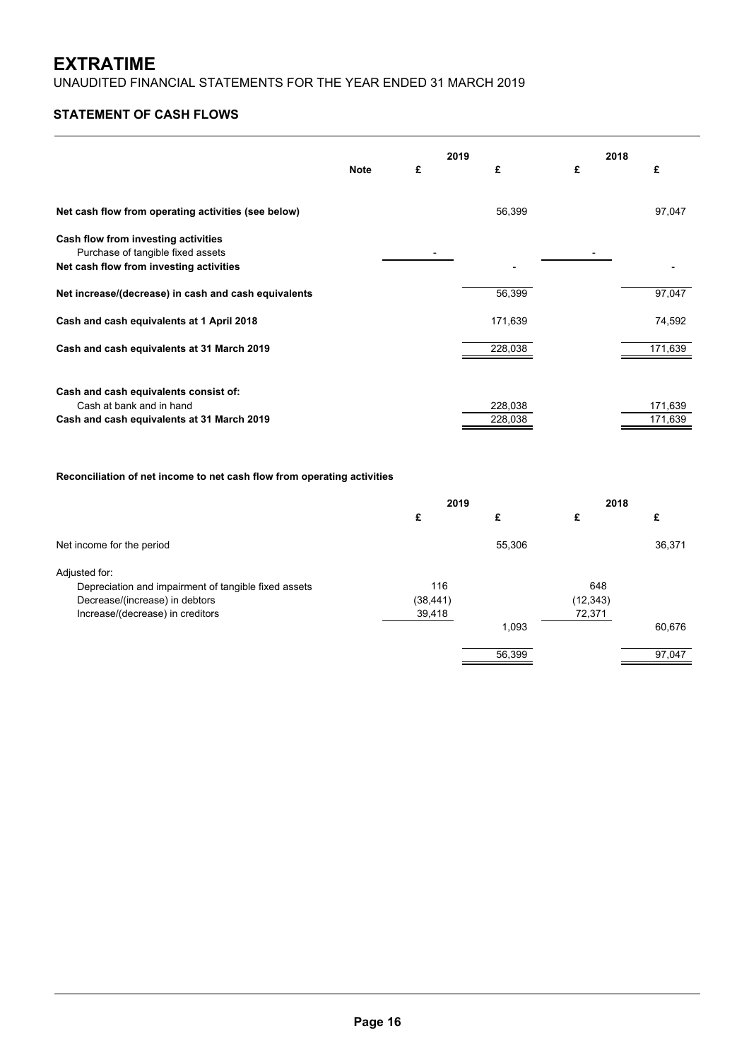# EXTRATIME

UNAUDITED FINANCIAL STATEMENTS FOR THE YEAR ENDED 31 MARCH 2019

## STATEMENT OF CASH FLOWS

| | Note | 2019 £ | 2019 £ | 2018 £ | 2018 £ |
|---|---|---|---|---|---|
| **Net cash flow from operating activities (see below)** | | | 56,399 | | 97,047 |
| **Cash flow from investing activities** | | | | | |
| Purchase of tangible fixed assets | | - | | - | |
| **Net cash flow from investing activities** | | | - | | - |
| **Net increase/(decrease) in cash and cash equivalents** | | | 56,399 | | 97,047 |
| **Cash and cash equivalents at 1 April 2018** | | | 171,639 | | 74,592 |
| **Cash and cash equivalents at 31 March 2019** | | | 228,038 | | 171,639 |
| **Cash and cash equivalents consist of:** | | | | | |
| Cash at bank and in hand | | | 228,038 | | 171,639 |
| **Cash and cash equivalents at 31 March 2019** | | | 228,038 | | 171,639 |

**Reconciliation of net income to net cash flow from operating activities**

| | 2019 £ | 2019 £ | 2018 £ | 2018 £ |
|---|---|---|---|---|
| Net income for the period | | 55,306 | | 36,371 |
| Adjusted for: | | | | |
| Depreciation and impairment of tangible fixed assets | 116 | | 648 | |
| Decrease/(increase) in debtors | (38,441) | | (12,343) | |
| Increase/(decrease) in creditors | 39,418 | | 72,371 | |
| | | 1,093 | | 60,676 |
| | | 56,399 | | 97,047 |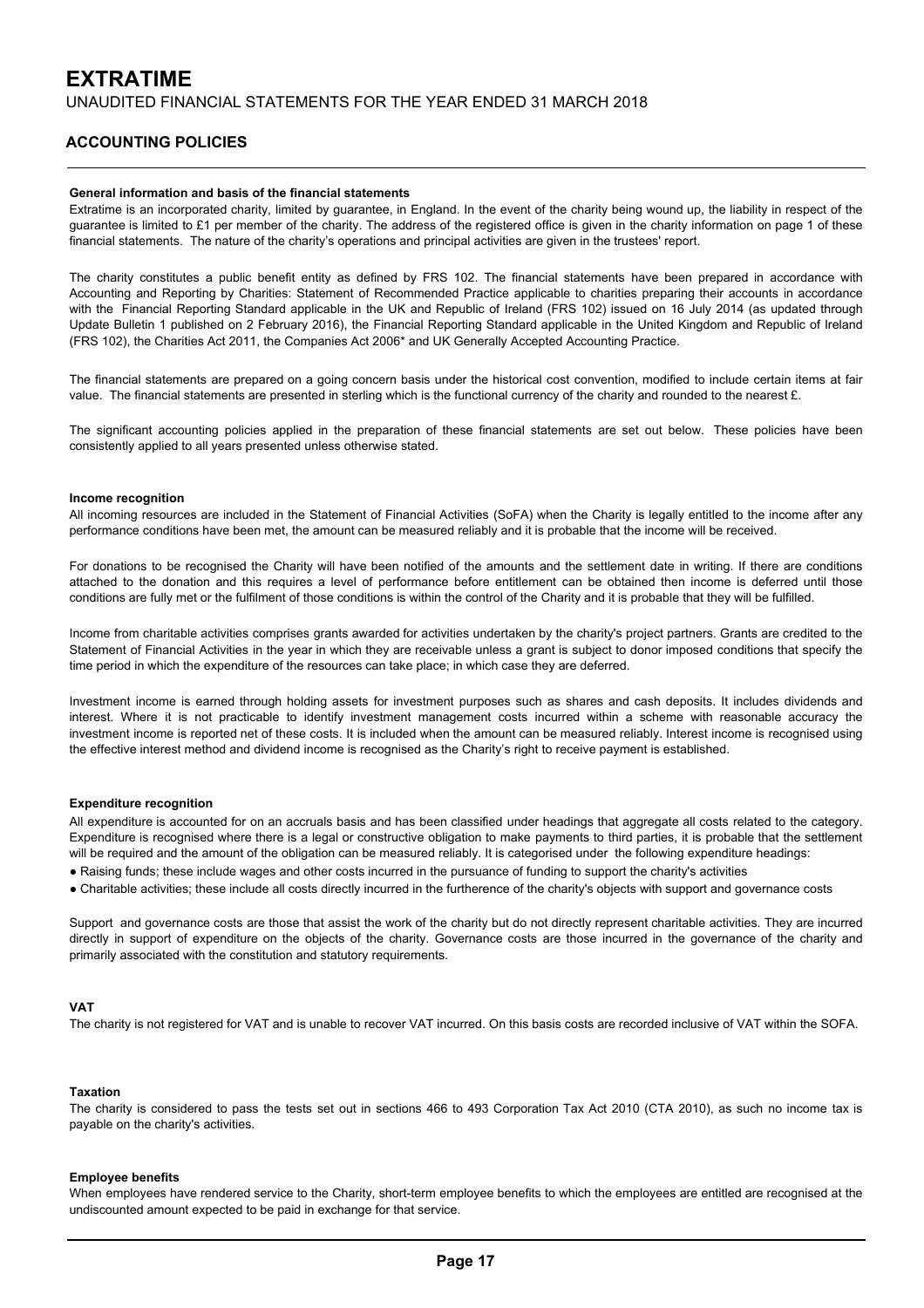# EXTRATIME

UNAUDITED FINANCIAL STATEMENTS FOR THE YEAR ENDED 31 MARCH 2018

## ACCOUNTING POLICIES

**General information and basis of the financial statements**

Extratime is an incorporated charity, limited by guarantee, in England. In the event of the charity being wound up, the liability in respect of the guarantee is limited to £1 per member of the charity. The address of the registered office is given in the charity information on page 1 of these financial statements. The nature of the charity's operations and principal activities are given in the trustees' report.

The charity constitutes a public benefit entity as defined by FRS 102. The financial statements have been prepared in accordance with Accounting and Reporting by Charities: Statement of Recommended Practice applicable to charities preparing their accounts in accordance with the Financial Reporting Standard applicable in the UK and Republic of Ireland (FRS 102) issued on 16 July 2014 (as updated through Update Bulletin 1 published on 2 February 2016), the Financial Reporting Standard applicable in the United Kingdom and Republic of Ireland (FRS 102), the Charities Act 2011, the Companies Act 2006* and UK Generally Accepted Accounting Practice.

The financial statements are prepared on a going concern basis under the historical cost convention, modified to include certain items at fair value. The financial statements are presented in sterling which is the functional currency of the charity and rounded to the nearest £.

The significant accounting policies applied in the preparation of these financial statements are set out below. These policies have been consistently applied to all years presented unless otherwise stated.

**Income recognition**

All incoming resources are included in the Statement of Financial Activities (SoFA) when the Charity is legally entitled to the income after any performance conditions have been met, the amount can be measured reliably and it is probable that the income will be received.

For donations to be recognised the Charity will have been notified of the amounts and the settlement date in writing. If there are conditions attached to the donation and this requires a level of performance before entitlement can be obtained then income is deferred until those conditions are fully met or the fulfilment of those conditions is within the control of the Charity and it is probable that they will be fulfilled.

Income from charitable activities comprises grants awarded for activities undertaken by the charity's project partners. Grants are credited to the Statement of Financial Activities in the year in which they are receivable unless a grant is subject to donor imposed conditions that specify the time period in which the expenditure of the resources can take place; in which case they are deferred.

Investment income is earned through holding assets for investment purposes such as shares and cash deposits. It includes dividends and interest. Where it is not practicable to identify investment management costs incurred within a scheme with reasonable accuracy the investment income is reported net of these costs. It is included when the amount can be measured reliably. Interest income is recognised using the effective interest method and dividend income is recognised as the Charity's right to receive payment is established.

**Expenditure recognition**

All expenditure is accounted for on an accruals basis and has been classified under headings that aggregate all costs related to the category. Expenditure is recognised where there is a legal or constructive obligation to make payments to third parties, it is probable that the settlement will be required and the amount of the obligation can be measured reliably. It is categorised under the following expenditure headings:

- Raising funds; these include wages and other costs incurred in the pursuance of funding to support the charity's activities
- Charitable activities; these include all costs directly incurred in the furtherence of the charity's objects with support and governance costs

Support and governance costs are those that assist the work of the charity but do not directly represent charitable activities. They are incurred directly in support of expenditure on the objects of the charity. Governance costs are those incurred in the governance of the charity and primarily associated with the constitution and statutory requirements.

**VAT**

The charity is not registered for VAT and is unable to recover VAT incurred. On this basis costs are recorded inclusive of VAT within the SOFA.

**Taxation**

The charity is considered to pass the tests set out in sections 466 to 493 Corporation Tax Act 2010 (CTA 2010), as such no income tax is payable on the charity's activities.

**Employee benefits**

When employees have rendered service to the Charity, short-term employee benefits to which the employees are entitled are recognised at the undiscounted amount expected to be paid in exchange for that service.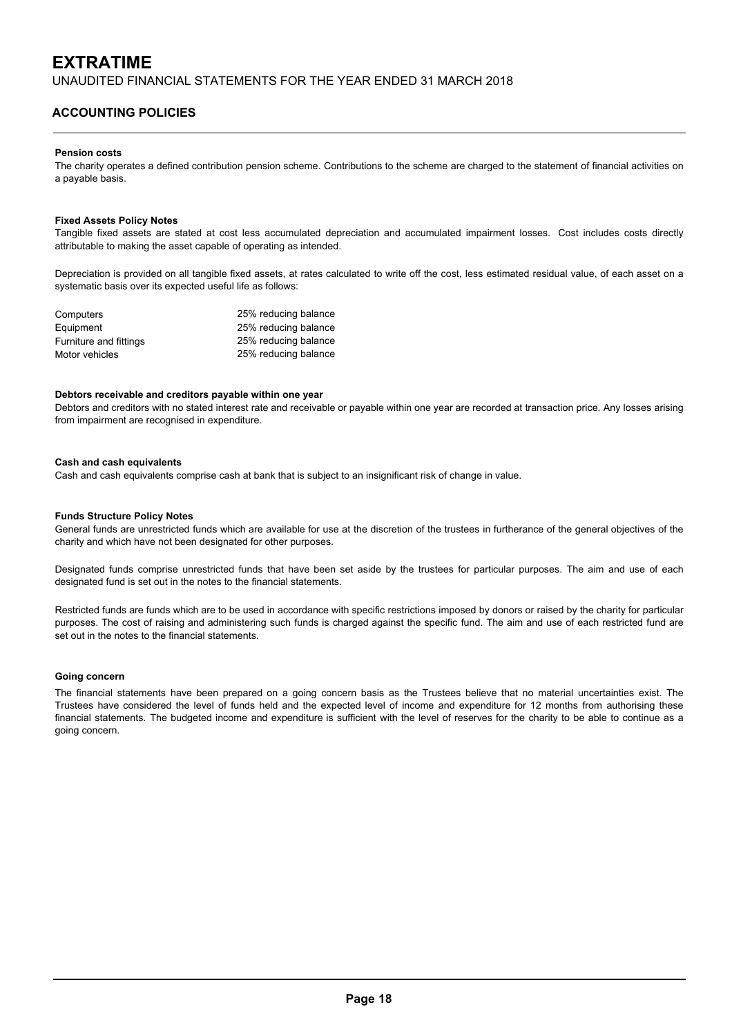# EXTRATIME

UNAUDITED FINANCIAL STATEMENTS FOR THE YEAR ENDED 31 MARCH 2018

## ACCOUNTING POLICIES

**Pension costs**

The charity operates a defined contribution pension scheme. Contributions to the scheme are charged to the statement of financial activities on a payable basis.

**Fixed Assets Policy Notes**

Tangible fixed assets are stated at cost less accumulated depreciation and accumulated impairment losses. Cost includes costs directly attributable to making the asset capable of operating as intended.

Depreciation is provided on all tangible fixed assets, at rates calculated to write off the cost, less estimated residual value, of each asset on a systematic basis over its expected useful life as follows:

| | |
|---|---|
| Computers | 25% reducing balance |
| Equipment | 25% reducing balance |
| Furniture and fittings | 25% reducing balance |
| Motor vehicles | 25% reducing balance |

**Debtors receivable and creditors payable within one year**

Debtors and creditors with no stated interest rate and receivable or payable within one year are recorded at transaction price. Any losses arising from impairment are recognised in expenditure.

**Cash and cash equivalents**

Cash and cash equivalents comprise cash at bank that is subject to an insignificant risk of change in value.

**Funds Structure Policy Notes**

General funds are unrestricted funds which are available for use at the discretion of the trustees in furtherance of the general objectives of the charity and which have not been designated for other purposes.

Designated funds comprise unrestricted funds that have been set aside by the trustees for particular purposes. The aim and use of each designated fund is set out in the notes to the financial statements.

Restricted funds are funds which are to be used in accordance with specific restrictions imposed by donors or raised by the charity for particular purposes. The cost of raising and administering such funds is charged against the specific fund. The aim and use of each restricted fund are set out in the notes to the financial statements.

**Going concern**

The financial statements have been prepared on a going concern basis as the Trustees believe that no material uncertainties exist. The Trustees have considered the level of funds held and the expected level of income and expenditure for 12 months from authorising these financial statements. The budgeted income and expenditure is sufficient with the level of reserves for the charity to be able to continue as a going concern.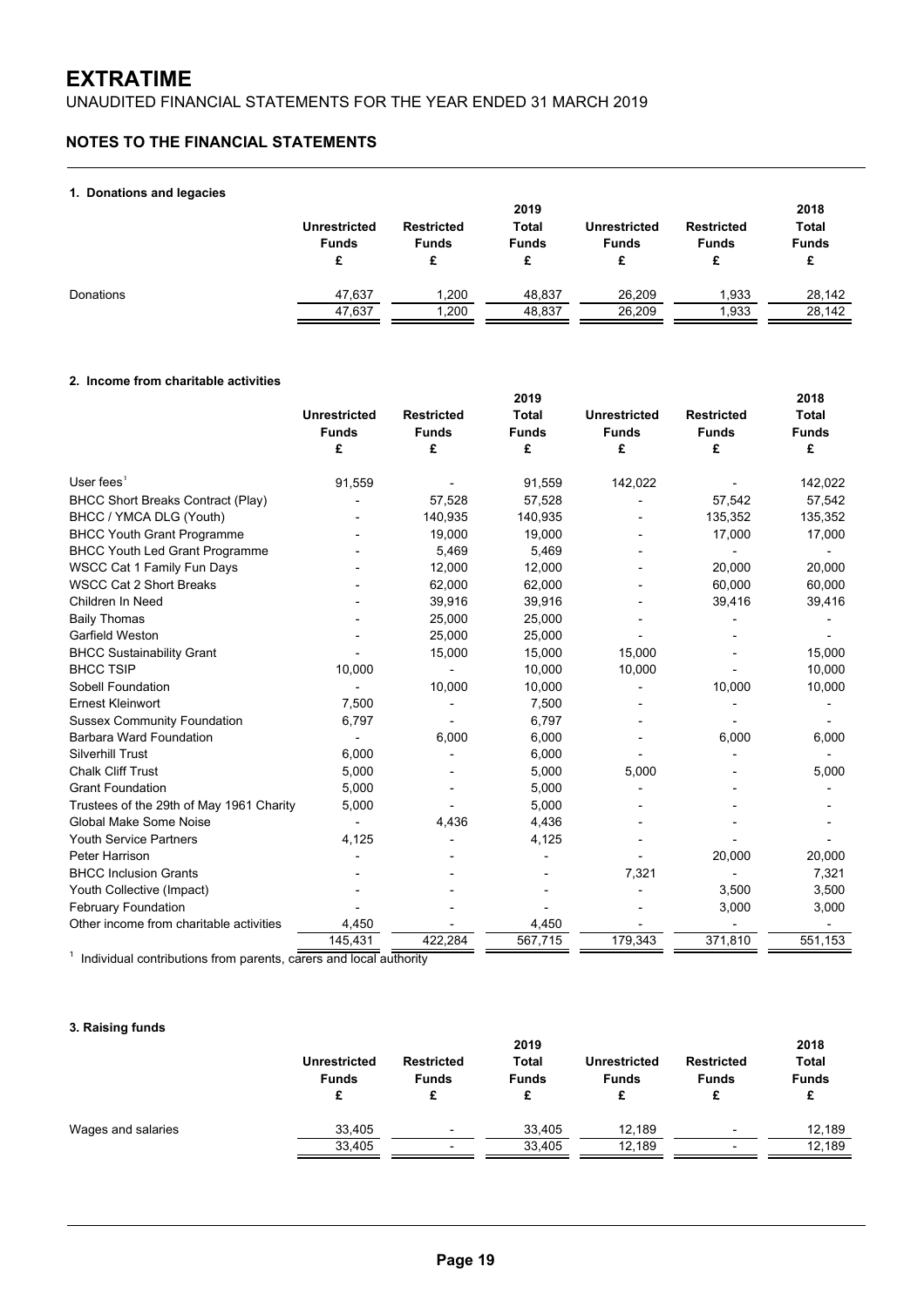# EXTRATIME

UNAUDITED FINANCIAL STATEMENTS FOR THE YEAR ENDED 31 MARCH 2019

## NOTES TO THE FINANCIAL STATEMENTS

### 1. Donations and legacies

| | Unrestricted Funds £ | Restricted Funds £ | 2019 Total Funds £ | Unrestricted Funds £ | Restricted Funds £ | 2018 Total Funds £ |
|---|---|---|---|---|---|---|
| Donations | 47,637 | 1,200 | 48,837 | 26,209 | 1,933 | 28,142 |
| | 47,637 | 1,200 | 48,837 | 26,209 | 1,933 | 28,142 |

### 2. Income from charitable activities

| | Unrestricted Funds £ | Restricted Funds £ | 2019 Total Funds £ | Unrestricted Funds £ | Restricted Funds £ | 2018 Total Funds £ |
|---|---|---|---|---|---|---|
| User fees[1] | 91,559 | - | 91,559 | 142,022 | - | 142,022 |
| BHCC Short Breaks Contract (Play) | - | 57,528 | 57,528 | - | 57,542 | 57,542 |
| BHCC / YMCA DLG (Youth) | - | 140,935 | 140,935 | - | 135,352 | 135,352 |
| BHCC Youth Grant Programme | - | 19,000 | 19,000 | - | 17,000 | 17,000 |
| BHCC Youth Led Grant Programme | - | 5,469 | 5,469 | - | - | - |
| WSCC Cat 1 Family Fun Days | - | 12,000 | 12,000 | - | 20,000 | 20,000 |
| WSCC Cat 2 Short Breaks | - | 62,000 | 62,000 | - | 60,000 | 60,000 |
| Children In Need | - | 39,916 | 39,916 | - | 39,416 | 39,416 |
| Baily Thomas | - | 25,000 | 25,000 | - | - | - |
| Garfield Weston | - | 25,000 | 25,000 | - | - | - |
| BHCC Sustainability Grant | - | 15,000 | 15,000 | 15,000 | - | 15,000 |
| BHCC TSIP | 10,000 | - | 10,000 | 10,000 | - | 10,000 |
| Sobell Foundation | - | 10,000 | 10,000 | - | 10,000 | 10,000 |
| Ernest Kleinwort | 7,500 | - | 7,500 | - | - | - |
| Sussex Community Foundation | 6,797 | - | 6,797 | - | - | - |
| Barbara Ward Foundation | - | 6,000 | 6,000 | - | 6,000 | 6,000 |
| Silverhill Trust | 6,000 | - | 6,000 | - | - | - |
| Chalk Cliff Trust | 5,000 | - | 5,000 | 5,000 | - | 5,000 |
| Grant Foundation | 5,000 | - | 5,000 | - | - | - |
| Trustees of the 29th of May 1961 Charity | 5,000 | - | 5,000 | - | - | - |
| Global Make Some Noise | - | 4,436 | 4,436 | - | - | - |
| Youth Service Partners | 4,125 | - | 4,125 | - | - | - |
| Peter Harrison | - | - | - | - | 20,000 | 20,000 |
| BHCC Inclusion Grants | - | - | - | 7,321 | - | 7,321 |
| Youth Collective (Impact) | - | - | - | - | 3,500 | 3,500 |
| February Foundation | - | - | - | - | 3,000 | 3,000 |
| Other income from charitable activities | 4,450 | - | 4,450 | - | - | - |
| | 145,431 | 422,284 | 567,715 | 179,343 | 371,810 | 551,153 |

[1] Individual contributions from parents, carers and local authority

### 3. Raising funds

| | Unrestricted Funds £ | Restricted Funds £ | 2019 Total Funds £ | Unrestricted Funds £ | Restricted Funds £ | 2018 Total Funds £ |
|---|---|---|---|---|---|---|
| Wages and salaries | 33,405 | - | 33,405 | 12,189 | - | 12,189 |
| | 33,405 | - | 33,405 | 12,189 | - | 12,189 |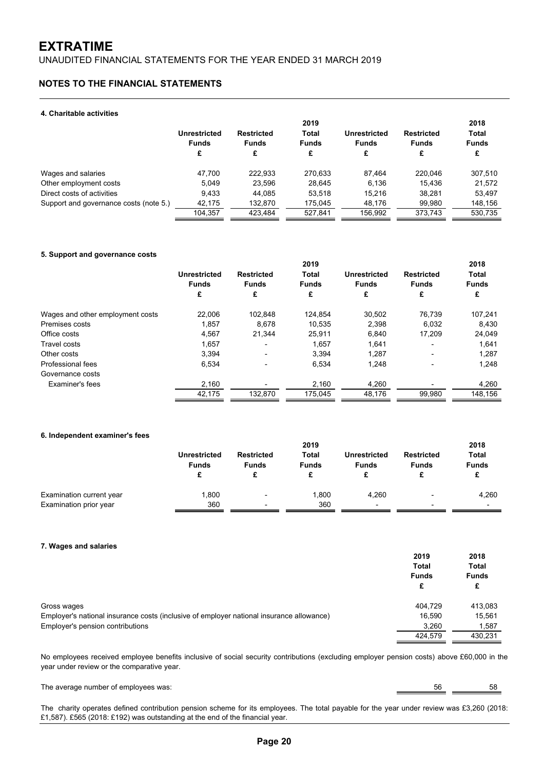# EXTRATIME

UNAUDITED FINANCIAL STATEMENTS FOR THE YEAR ENDED 31 MARCH 2019

## NOTES TO THE FINANCIAL STATEMENTS

### 4. Charitable activities

| | Unrestricted Funds £ | Restricted Funds £ | 2019 Total Funds £ | Unrestricted Funds £ | Restricted Funds £ | 2018 Total Funds £ |
|---|---|---|---|---|---|---|
| Wages and salaries | 47,700 | 222,933 | 270,633 | 87,464 | 220,046 | 307,510 |
| Other employment costs | 5,049 | 23,596 | 28,645 | 6,136 | 15,436 | 21,572 |
| Direct costs of activities | 9,433 | 44,085 | 53,518 | 15,216 | 38,281 | 53,497 |
| Support and governance costs (note 5.) | 42,175 | 132,870 | 175,045 | 48,176 | 99,980 | 148,156 |
| | 104,357 | 423,484 | 527,841 | 156,992 | 373,743 | 530,735 |

### 5. Support and governance costs

| | Unrestricted Funds £ | Restricted Funds £ | 2019 Total Funds £ | Unrestricted Funds £ | Restricted Funds £ | 2018 Total Funds £ |
|---|---|---|---|---|---|---|
| Wages and other employment costs | 22,006 | 102,848 | 124,854 | 30,502 | 76,739 | 107,241 |
| Premises costs | 1,857 | 8,678 | 10,535 | 2,398 | 6,032 | 8,430 |
| Office costs | 4,567 | 21,344 | 25,911 | 6,840 | 17,209 | 24,049 |
| Travel costs | 1,657 | - | 1,657 | 1,641 | - | 1,641 |
| Other costs | 3,394 | - | 3,394 | 1,287 | - | 1,287 |
| Professional fees | 6,534 | - | 6,534 | 1,248 | - | 1,248 |
| Governance costs | | | | | | |
| Examiner's fees | 2,160 | - | 2,160 | 4,260 | - | 4,260 |
| | 42,175 | 132,870 | 175,045 | 48,176 | 99,980 | 148,156 |

### 6. Independent examiner's fees

| | Unrestricted Funds £ | Restricted Funds £ | 2019 Total Funds £ | Unrestricted Funds £ | Restricted Funds £ | 2018 Total Funds £ |
|---|---|---|---|---|---|---|
| Examination current year | 1,800 | - | 1,800 | 4,260 | - | 4,260 |
| Examination prior year | 360 | - | 360 | - | - | - |

### 7. Wages and salaries

| | 2019 Total Funds £ | 2018 Total Funds £ |
|---|---|---|
| Gross wages | 404,729 | 413,083 |
| Employer's national insurance costs (inclusive of employer national insurance allowance) | 16,590 | 15,561 |
| Employer's pension contributions | 3,260 | 1,587 |
| | 424,579 | 430,231 |

No employees received employee benefits inclusive of social security contributions (excluding employer pension costs) above £60,000 in the year under review or the comparative year.

| | 2019 | 2018 |
|---|---|---|
| The average number of employees was: | 56 | 58 |

The charity operates defined contribution pension scheme for its employees. The total payable for the year under review was £3,260 (2018: £1,587). £565 (2018: £192) was outstanding at the end of the financial year.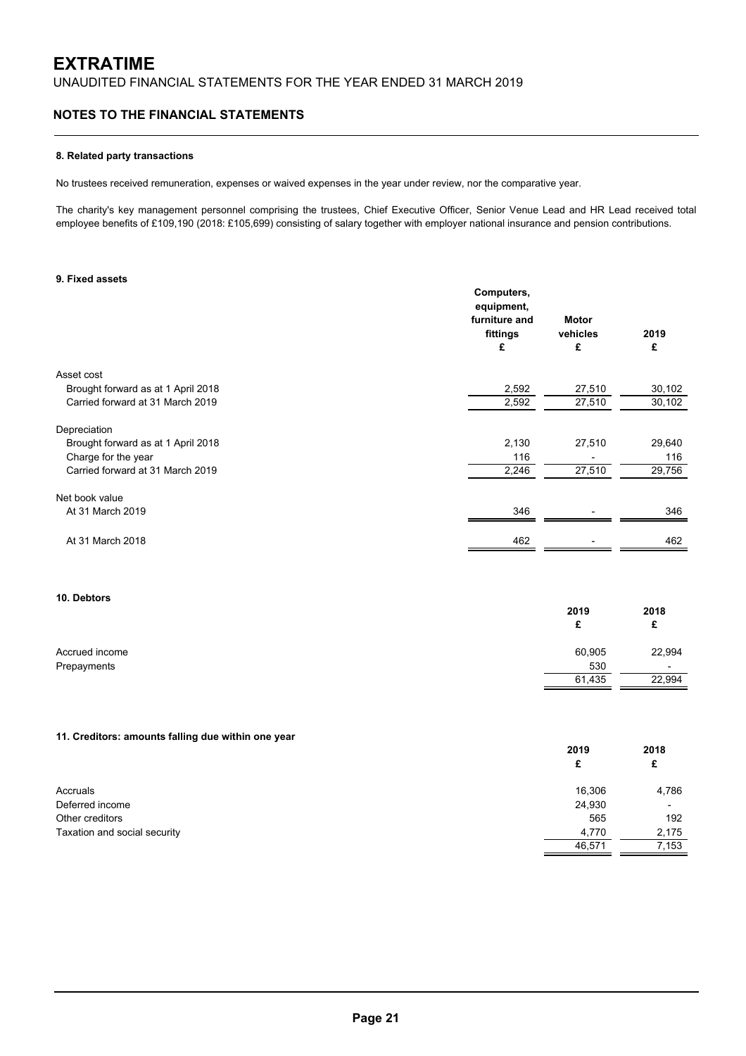## 8. Related party transactions

No trustees received remuneration, expenses or waived expenses in the year under review, nor the comparative year.

The charity's key management personnel comprising the trustees, Chief Executive Officer, Senior Venue Lead and HR Lead received total employee benefits of £109,190 (2018: £105,699) consisting of salary together with employer national insurance and pension contributions.

## 9. Fixed assets

| | Computers, equipment, furniture and fittings £ | Motor vehicles £ | 2019 £ |
|---|---|---|---|
| **Asset cost** | | | |
| Brought forward as at 1 April 2018 | 2,592 | 27,510 | 30,102 |
| Carried forward at 31 March 2019 | 2,592 | 27,510 | 30,102 |
| **Depreciation** | | | |
| Brought forward as at 1 April 2018 | 2,130 | 27,510 | 29,640 |
| Charge for the year | 116 | - | 116 |
| Carried forward at 31 March 2019 | 2,246 | 27,510 | 29,756 |
| **Net book value** | | | |
| At 31 March 2019 | 346 | - | 346 |
| At 31 March 2018 | 462 | - | 462 |

## 10. Debtors

| | 2019 £ | 2018 £ |
|---|---|---|
| Accrued income | 60,905 | 22,994 |
| Prepayments | 530 | - |
| | 61,435 | 22,994 |

## 11. Creditors: amounts falling due within one year

| | 2019 £ | 2018 £ |
|---|---|---|
| Accruals | 16,306 | 4,786 |
| Deferred income | 24,930 | - |
| Other creditors | 565 | 192 |
| Taxation and social security | 4,770 | 2,175 |
| | 46,571 | 7,153 |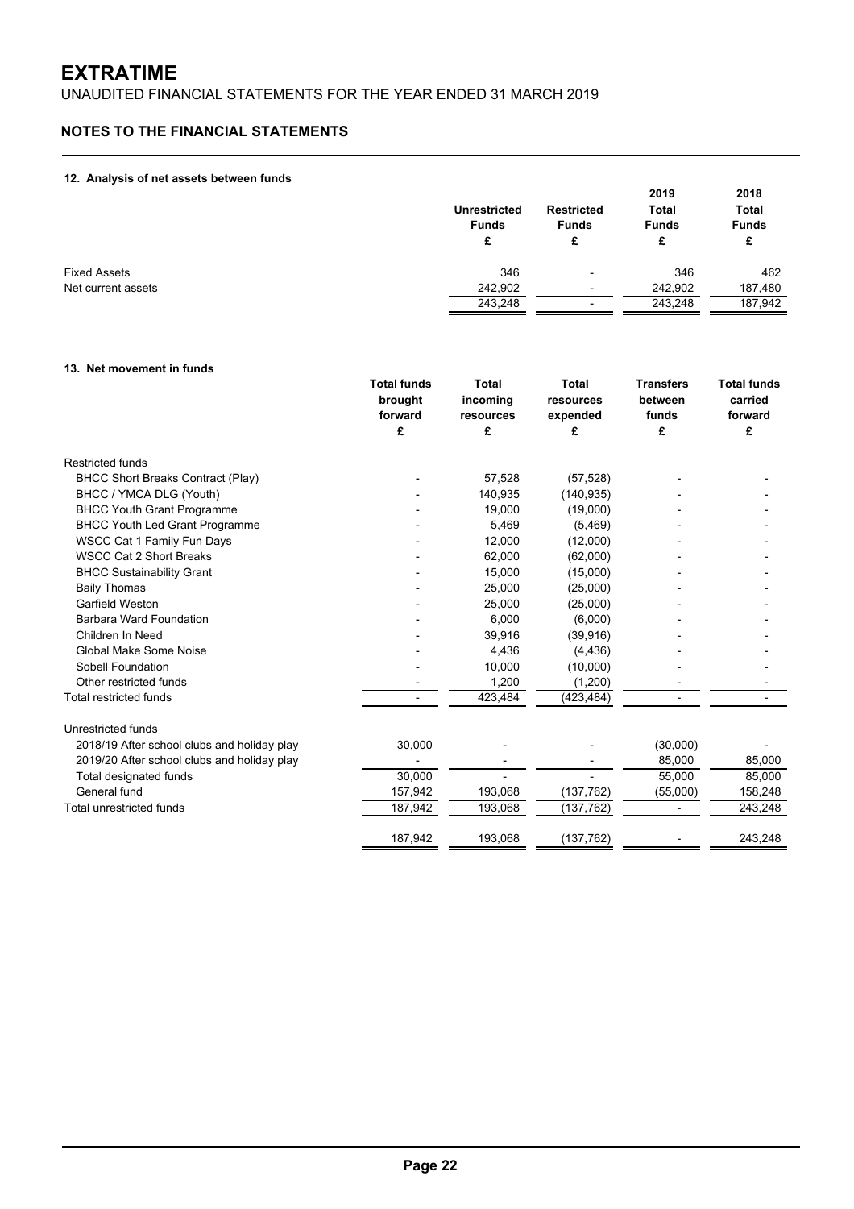# EXTRATIME

UNAUDITED FINANCIAL STATEMENTS FOR THE YEAR ENDED 31 MARCH 2019

## NOTES TO THE FINANCIAL STATEMENTS

### 12. Analysis of net assets between funds

| | Unrestricted Funds £ | Restricted Funds £ | 2019 Total Funds £ | 2018 Total Funds £ |
|---|---|---|---|---|
| Fixed Assets | 346 | - | 346 | 462 |
| Net current assets | 242,902 | - | 242,902 | 187,480 |
| | 243,248 | - | 243,248 | 187,942 |

### 13. Net movement in funds

| | Total funds brought forward £ | Total incoming resources £ | Total resources expended £ | Transfers between funds £ | Total funds carried forward £ |
|---|---|---|---|---|---|
| Restricted funds | | | | | |
| BHCC Short Breaks Contract (Play) | - | 57,528 | (57,528) | - | - |
| BHCC / YMCA DLG (Youth) | - | 140,935 | (140,935) | - | - |
| BHCC Youth Grant Programme | - | 19,000 | (19,000) | - | - |
| BHCC Youth Led Grant Programme | - | 5,469 | (5,469) | - | - |
| WSCC Cat 1 Family Fun Days | - | 12,000 | (12,000) | - | - |
| WSCC Cat 2 Short Breaks | - | 62,000 | (62,000) | - | - |
| BHCC Sustainability Grant | - | 15,000 | (15,000) | - | - |
| Baily Thomas | - | 25,000 | (25,000) | - | - |
| Garfield Weston | - | 25,000 | (25,000) | - | - |
| Barbara Ward Foundation | - | 6,000 | (6,000) | - | - |
| Children In Need | - | 39,916 | (39,916) | - | - |
| Global Make Some Noise | - | 4,436 | (4,436) | - | - |
| Sobell Foundation | - | 10,000 | (10,000) | - | - |
| Other restricted funds | - | 1,200 | (1,200) | - | - |
| Total restricted funds | - | 423,484 | (423,484) | - | - |
| Unrestricted funds | | | | | |
| 2018/19 After school clubs and holiday play | 30,000 | - | - | (30,000) | - |
| 2019/20 After school clubs and holiday play | - | - | - | 85,000 | 85,000 |
| Total designated funds | 30,000 | - | - | 55,000 | 85,000 |
| General fund | 157,942 | 193,068 | (137,762) | (55,000) | 158,248 |
| Total unrestricted funds | 187,942 | 193,068 | (137,762) | - | 243,248 |
| | 187,942 | 193,068 | (137,762) | - | 243,248 |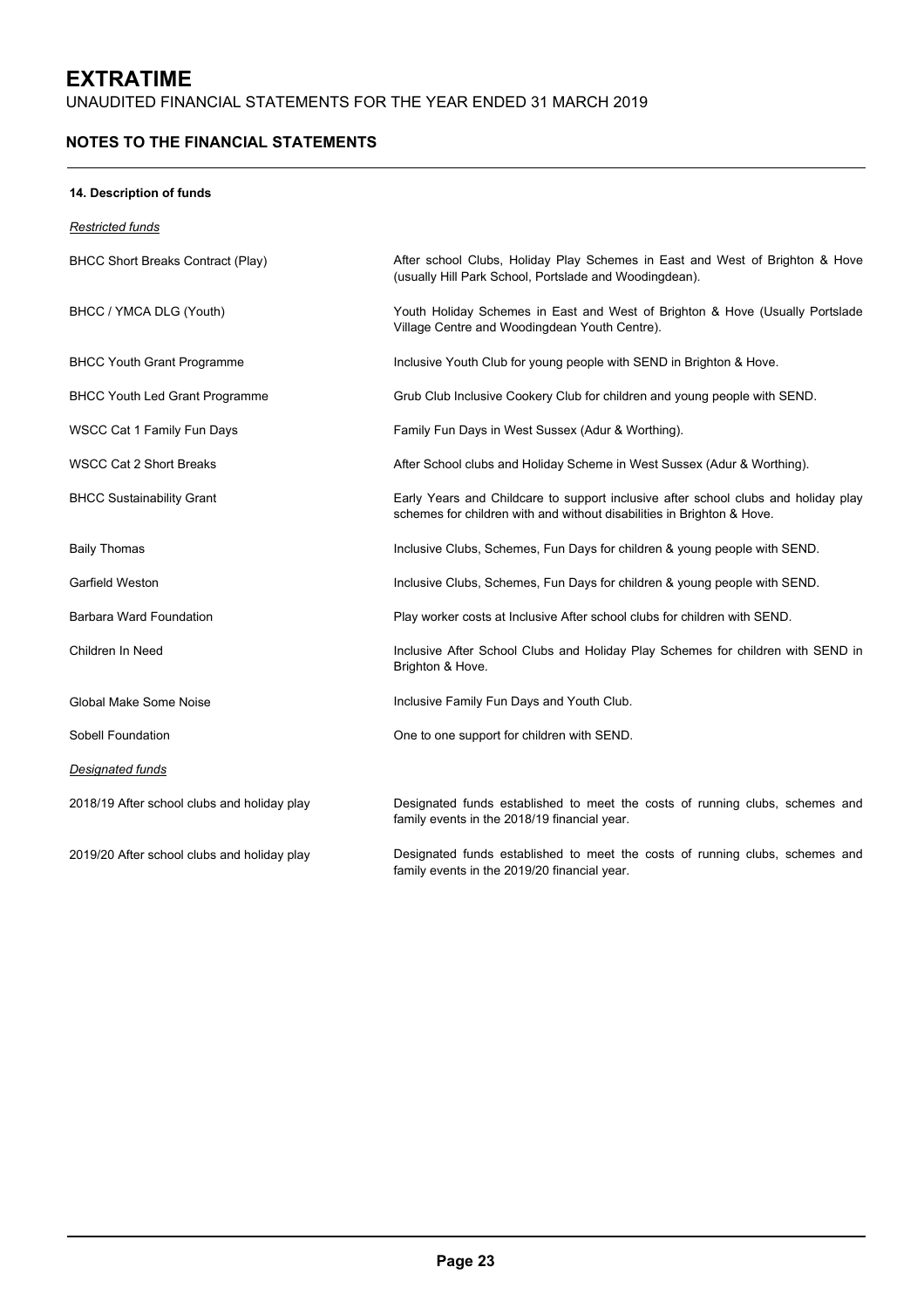# EXTRATIME

UNAUDITED FINANCIAL STATEMENTS FOR THE YEAR ENDED 31 MARCH 2019

## NOTES TO THE FINANCIAL STATEMENTS

### 14. Description of funds

*Restricted funds*

| | |
|---|---|
| BHCC Short Breaks Contract (Play) | After school Clubs, Holiday Play Schemes in East and West of Brighton & Hove (usually Hill Park School, Portslade and Woodingdean). |
| BHCC / YMCA DLG (Youth) | Youth Holiday Schemes in East and West of Brighton & Hove (Usually Portslade Village Centre and Woodingdean Youth Centre). |
| BHCC Youth Grant Programme | Inclusive Youth Club for young people with SEND in Brighton & Hove. |
| BHCC Youth Led Grant Programme | Grub Club Inclusive Cookery Club for children and young people with SEND. |
| WSCC Cat 1 Family Fun Days | Family Fun Days in West Sussex (Adur & Worthing). |
| WSCC Cat 2 Short Breaks | After School clubs and Holiday Scheme in West Sussex (Adur & Worthing). |
| BHCC Sustainability Grant | Early Years and Childcare to support inclusive after school clubs and holiday play schemes for children with and without disabilities in Brighton & Hove. |
| Baily Thomas | Inclusive Clubs, Schemes, Fun Days for children & young people with SEND. |
| Garfield Weston | Inclusive Clubs, Schemes, Fun Days for children & young people with SEND. |
| Barbara Ward Foundation | Play worker costs at Inclusive After school clubs for children with SEND. |
| Children In Need | Inclusive After School Clubs and Holiday Play Schemes for children with SEND in Brighton & Hove. |
| Global Make Some Noise | Inclusive Family Fun Days and Youth Club. |
| Sobell Foundation | One to one support for children with SEND. |

*Designated funds*

| | |
|---|---|
| 2018/19 After school clubs and holiday play | Designated funds established to meet the costs of running clubs, schemes and family events in the 2018/19 financial year. |
| 2019/20 After school clubs and holiday play | Designated funds established to meet the costs of running clubs, schemes and family events in the 2019/20 financial year. |